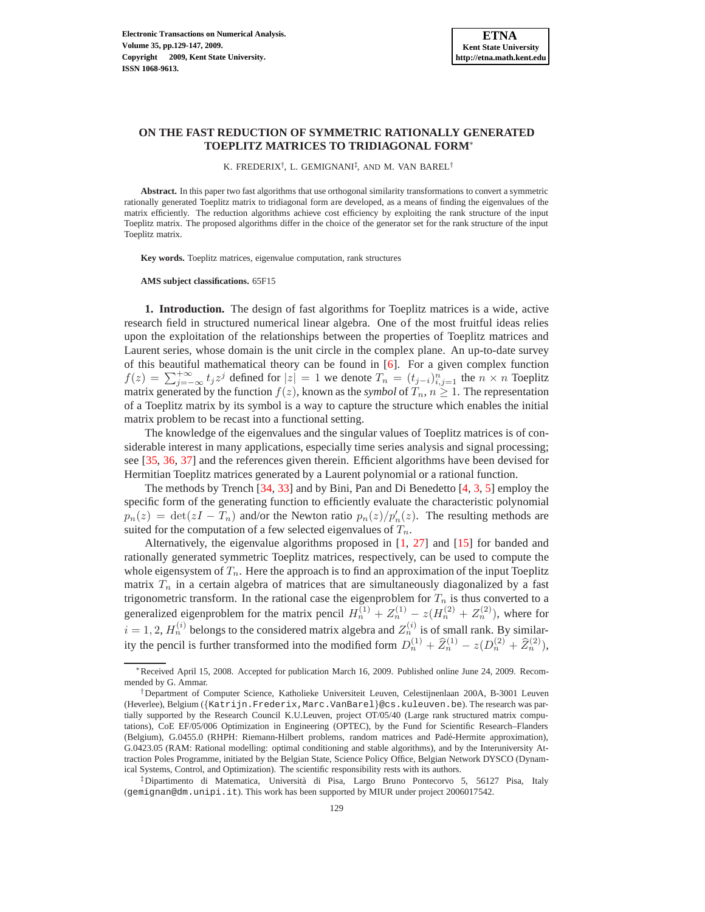# ON THE FAST REDUCTION OF SYMMETRIC RATIONALLY GENERATED TOEPLITZ MATRICES TO TRIDIAGONAL FORM*

K. FREDERIX†, L. GEMIGNANI‡, AND M. VAN BAREL†

**Abstract.** In this paper two fast algorithms that use orthogonal similarity transformations to convert a symmetric rationally generated Toeplitz matrix to tridiagonal form are developed, as a means of finding the eigenvalues of the matrix efficiently. The reduction algorithms achieve cost efficiency by exploiting the rank structure of the input Toeplitz matrix. The proposed algorithms differ in the choice of the generator set for the rank structure of the input Toeplitz matrix.

**Key words.** Toeplitz matrices, eigenvalue computation, rank structures

**AMS subject classifications.** 65F15

**1. Introduction.** The design of fast algorithms for Toeplitz matrices is a wide, active research field in structured numerical linear algebra. One of the most fruitful ideas relies upon the exploitation of the relationships between the properties of Toeplitz matrices and Laurent series, whose domain is the unit circle in the complex plane. An up-to-date survey of this beautiful mathematical theory can be found in [6]. For a given complex function $f(z) = \sum_{j=-\infty}^{+\infty} t_j z^j$ defined for $|z| = 1$ we denote $T_n = (t_{j-i})_{i,j=1}^{n}$ the $n \times n$ Toeplitz matrix generated by the function $f(z)$, known as the *symbol* of $T_n$, $n \geq 1$. The representation of a Toeplitz matrix by its symbol is a way to capture the structure which enables the initial matrix problem to be recast into a functional setting.

The knowledge of the eigenvalues and the singular values of Toeplitz matrices is of considerable interest in many applications, especially time series analysis and signal processing; see [35, 36, 37] and the references given therein. Efficient algorithms have been devised for Hermitian Toeplitz matrices generated by a Laurent polynomial or a rational function.

The methods by Trench [34, 33] and by Bini, Pan and Di Benedetto [4, 3, 5] employ the specific form of the generating function to efficiently evaluate the characteristic polynomial $p_n(z) = \det(zI - T_n)$ and/or the Newton ratio $p_n(z)/p_n'(z)$. The resulting methods are suited for the computation of a few selected eigenvalues of $T_n$.

Alternatively, the eigenvalue algorithms proposed in [1, 27] and [15] for banded and rationally generated symmetric Toeplitz matrices, respectively, can be used to compute the whole eigensystem of $T_n$. Here the approach is to find an approximation of the input Toeplitz matrix $T_n$ in a certain algebra of matrices that are simultaneously diagonalized by a fast trigonometric transform. In the rational case the eigenproblem for $T_n$ is thus converted to a generalized eigenproblem for the matrix pencil $H_n^{(1)} + Z_n^{(1)} - z(H_n^{(2)} + Z_n^{(2)})$, where for $i = 1, 2$, $H_n^{(i)}$ belongs to the considered matrix algebra and $Z_n^{(i)}$ is of small rank. By similarity the pencil is further transformed into the modified form $D_n^{(1)} + \widehat{Z}_n^{(1)} - z(D_n^{(2)} + \widehat{Z}_n^{(2)})$,

---

*Received April 15, 2008. Accepted for publication March 16, 2009. Published online June 24, 2009. Recommended by G. Ammar.

†Department of Computer Science, Katholieke Universiteit Leuven, Celestijnenlaan 200A, B-3001 Leuven (Heverlee), Belgium ({Katrijn.Frederix,Marc.VanBarel}@cs.kuleuven.be). The research was partially supported by the Research Council K.U.Leuven, project OT/05/40 (Large rank structured matrix computations), CoE EF/05/006 Optimization in Engineering (OPTEC), by the Fund for Scientific Research–Flanders (Belgium), G.0455.0 (RHPH: Riemann-Hilbert problems, random matrices and Padé-Hermite approximation), G.0423.05 (RAM: Rational modelling: optimal conditioning and stable algorithms), and by the Interuniversity Attraction Poles Programme, initiated by the Belgian State, Science Policy Office, Belgian Network DYSCO (Dynamical Systems, Control, and Optimization). The scientific responsibility rests with its authors.

‡Dipartimento di Matematica, Università di Pisa, Largo Bruno Pontecorvo 5, 56127 Pisa, Italy (gemignan@dm.unipi.it). This work has been supported by MIUR under project 2006017542.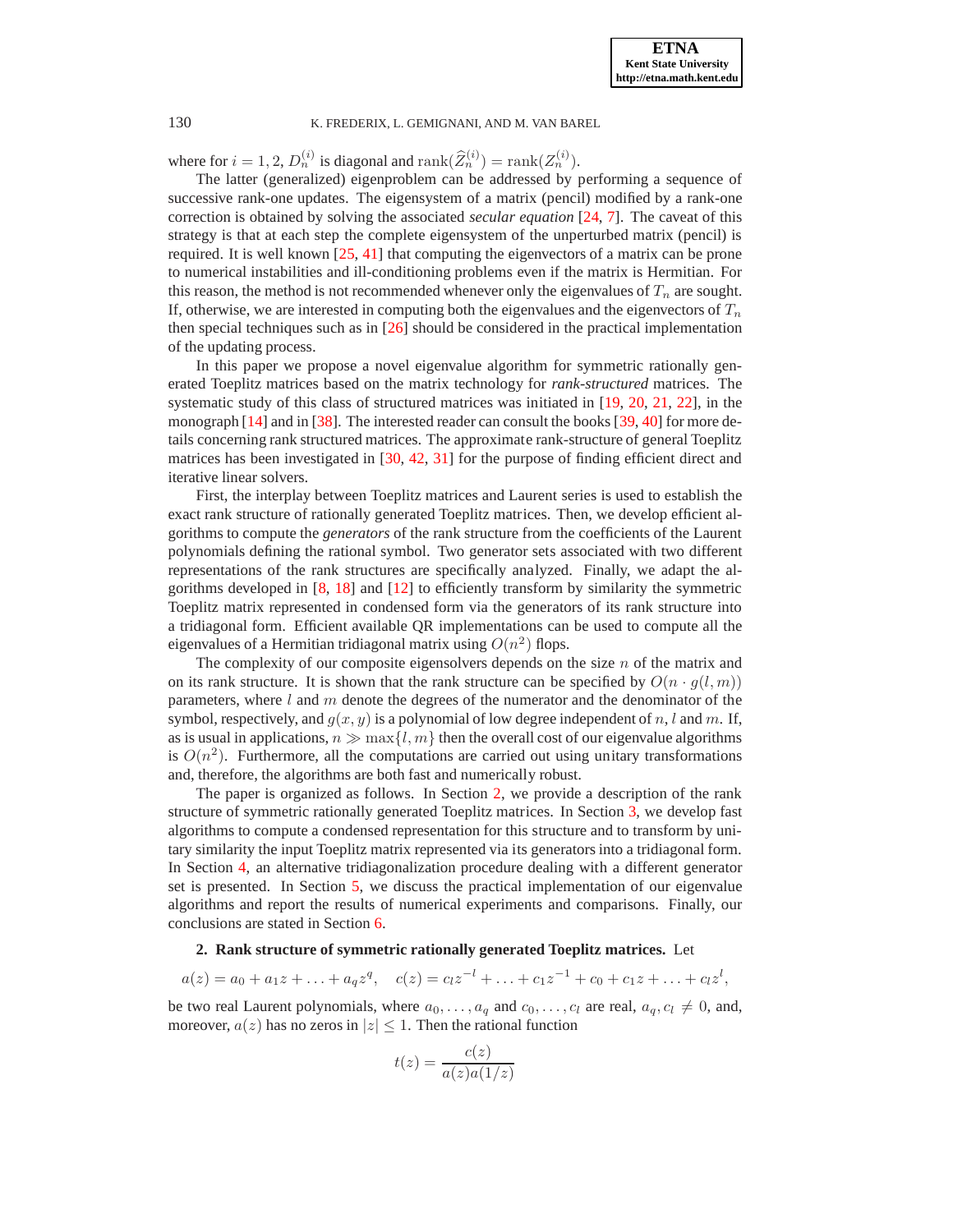where for $i = 1, 2$, $D_n^{(i)}$ is diagonal and $\mathrm{rank}(\widehat{Z}_n^{(i)}) = \mathrm{rank}(Z_n^{(i)})$.

The latter (generalized) eigenproblem can be addressed by performing a sequence of successive rank-one updates. The eigensystem of a matrix (pencil) modified by a rank-one correction is obtained by solving the associated *secular equation* [24, 7]. The caveat of this strategy is that at each step the complete eigensystem of the unperturbed matrix (pencil) is required. It is well known [25, 41] that computing the eigenvectors of a matrix can be prone to numerical instabilities and ill-conditioning problems even if the matrix is Hermitian. For this reason, the method is not recommended whenever only the eigenvalues of $T_n$ are sought. If, otherwise, we are interested in computing both the eigenvalues and the eigenvectors of $T_n$ then special techniques such as in [26] should be considered in the practical implementation of the updating process.

In this paper we propose a novel eigenvalue algorithm for symmetric rationally generated Toeplitz matrices based on the matrix technology for *rank-structured* matrices. The systematic study of this class of structured matrices was initiated in [19, 20, 21, 22], in the monograph [14] and in [38]. The interested reader can consult the books [39, 40] for more details concerning rank structured matrices. The approximate rank-structure of general Toeplitz matrices has been investigated in [30, 42, 31] for the purpose of finding efficient direct and iterative linear solvers.

First, the interplay between Toeplitz matrices and Laurent series is used to establish the exact rank structure of rationally generated Toeplitz matrices. Then, we develop efficient algorithms to compute the *generators* of the rank structure from the coefficients of the Laurent polynomials defining the rational symbol. Two generator sets associated with two different representations of the rank structures are specifically analyzed. Finally, we adapt the algorithms developed in [8, 18] and [12] to efficiently transform by similarity the symmetric Toeplitz matrix represented in condensed form via the generators of its rank structure into a tridiagonal form. Efficient available QR implementations can be used to compute all the eigenvalues of a Hermitian tridiagonal matrix using $O(n^2)$ flops.

The complexity of our composite eigensolvers depends on the size $n$ of the matrix and on its rank structure. It is shown that the rank structure can be specified by $O(n \cdot g(l, m))$ parameters, where $l$ and $m$ denote the degrees of the numerator and the denominator of the symbol, respectively, and $g(x, y)$ is a polynomial of low degree independent of $n$, $l$ and $m$. If, as is usual in applications, $n \gg \max\{l, m\}$ then the overall cost of our eigenvalue algorithms is $O(n^2)$. Furthermore, all the computations are carried out using unitary transformations and, therefore, the algorithms are both fast and numerically robust.

The paper is organized as follows. In Section 2, we provide a description of the rank structure of symmetric rationally generated Toeplitz matrices. In Section 3, we develop fast algorithms to compute a condensed representation for this structure and to transform by unitary similarity the input Toeplitz matrix represented via its generators into a tridiagonal form. In Section 4, an alternative tridiagonalization procedure dealing with a different generator set is presented. In Section 5, we discuss the practical implementation of our eigenvalue algorithms and report the results of numerical experiments and comparisons. Finally, our conclusions are stated in Section 6.

## 2. Rank structure of symmetric rationally generated Toeplitz matrices.

Let

$$a(z) = a_0 + a_1 z + \ldots + a_q z^q, \quad c(z) = c_l z^{-l} + \ldots + c_1 z^{-1} + c_0 + c_1 z + \ldots + c_l z^l,$$

be two real Laurent polynomials, where $a_0, \ldots, a_q$ and $c_0, \ldots, c_l$ are real, $a_q, c_l \neq 0$, and, moreover, $a(z)$ has no zeros in $|z| \leq 1$. Then the rational function

$$t(z) = \frac{c(z)}{a(z)a(1/z)}$$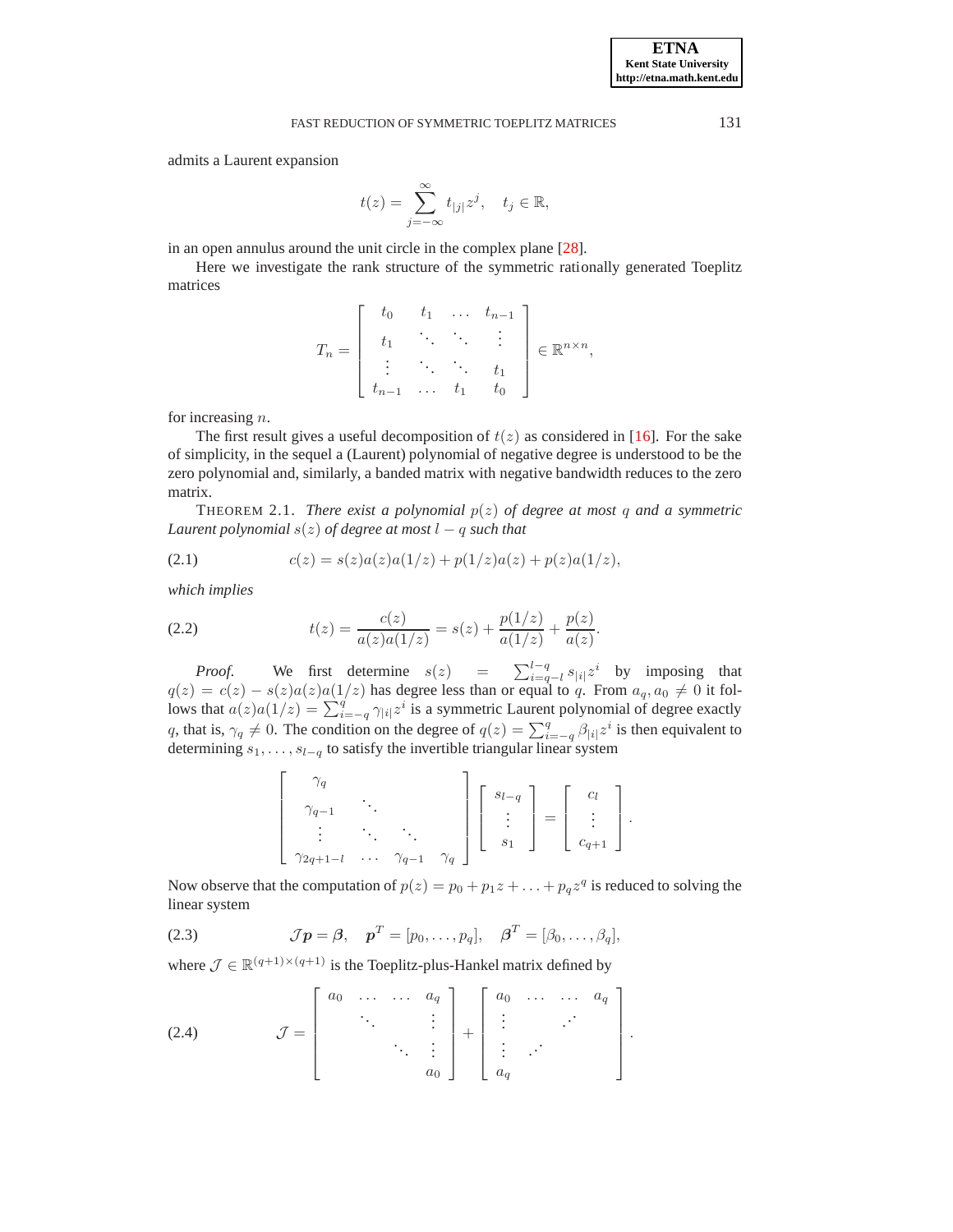admits a Laurent expansion

$$t(z) = \sum_{j=-\infty}^{\infty} t_{|j|} z^j, \quad t_j \in \mathbb{R},$$

in an open annulus around the unit circle in the complex plane [28].

Here we investigate the rank structure of the symmetric rationally generated Toeplitz matrices

$$T_n = \begin{bmatrix} t_0 & t_1 & \dots & t_{n-1} \\ t_1 & \ddots & \ddots & \vdots \\ \vdots & \ddots & \ddots & t_1 \\ t_{n-1} & \dots & t_1 & t_0 \end{bmatrix} \in \mathbb{R}^{n \times n},$$

for increasing $n$.

The first result gives a useful decomposition of $t(z)$ as considered in [16]. For the sake of simplicity, in the sequel a (Laurent) polynomial of negative degree is understood to be the zero polynomial and, similarly, a banded matrix with negative bandwidth reduces to the zero matrix.

THEOREM 2.1. *There exist a polynomial $p(z)$ of degree at most $q$ and a symmetric Laurent polynomial $s(z)$ of degree at most $l - q$ such that*

$$c(z) = s(z)a(z)a(1/z) + p(1/z)a(z) + p(z)a(1/z), \tag{2.1}$$

*which implies*

$$t(z) = \frac{c(z)}{a(z)a(1/z)} = s(z) + \frac{p(1/z)}{a(1/z)} + \frac{p(z)}{a(z)}. \tag{2.2}$$

*Proof.* We first determine $s(z) = \sum_{i=q-l}^{l-q} s_{|i|} z^i$ by imposing that $q(z) = c(z) - s(z)a(z)a(1/z)$ has degree less than or equal to $q$. From $a_q, a_0 \neq 0$ it follows that $a(z)a(1/z) = \sum_{i=-q}^{q} \gamma_{|i|} z^i$ is a symmetric Laurent polynomial of degree exactly $q$, that is, $\gamma_q \neq 0$. The condition on the degree of $q(z) = \sum_{i=-q}^{q} \beta_{|i|} z^i$ is then equivalent to determining $s_1, \dots, s_{l-q}$ to satisfy the invertible triangular linear system

$$\begin{bmatrix} \gamma_q & & & \\ \gamma_{q-1} & \ddots & & \\ \vdots & \ddots & \ddots & \\ \gamma_{2q+1-l} & \dots & \gamma_{q-1} & \gamma_q \end{bmatrix} \begin{bmatrix} s_{l-q} \\ \vdots \\ s_1 \end{bmatrix} = \begin{bmatrix} c_l \\ \vdots \\ c_{q+1} \end{bmatrix}.$$

Now observe that the computation of $p(z) = p_0 + p_1 z + \dots + p_q z^q$ is reduced to solving the linear system

$$\mathcal{J}\boldsymbol{p} = \boldsymbol{\beta}, \quad \boldsymbol{p}^T = [p_0, \dots, p_q], \quad \boldsymbol{\beta}^T = [\beta_0, \dots, \beta_q], \tag{2.3}$$

where $\mathcal{J} \in \mathbb{R}^{(q+1)\times(q+1)}$ is the Toeplitz-plus-Hankel matrix defined by

$$\mathcal{J} = \begin{bmatrix} a_0 & \dots & \dots & a_q \\ & \ddots & & \vdots \\ & & \ddots & \vdots \\ & & & a_0 \end{bmatrix} + \begin{bmatrix} a_0 & \dots & \dots & a_q \\ \vdots & & \iddots & \\ \vdots & \iddots & & \\ a_q & & & \end{bmatrix}. \tag{2.4}$$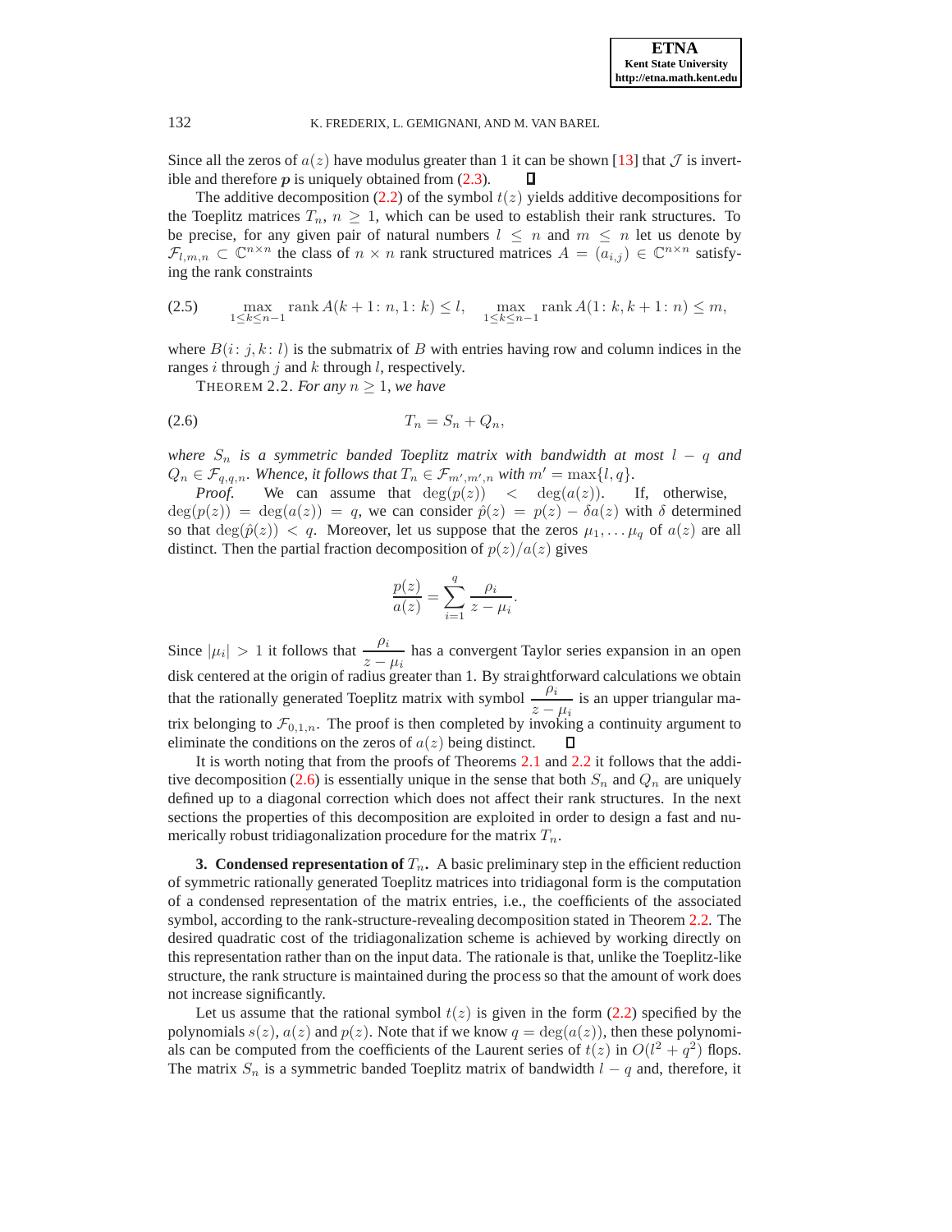Since all the zeros of $a(z)$ have modulus greater than 1 it can be shown [13] that $\mathcal{J}$ is invertible and therefore $\boldsymbol{p}$ is uniquely obtained from (2.3). $\square$

The additive decomposition (2.2) of the symbol $t(z)$ yields additive decompositions for the Toeplitz matrices $T_n$, $n \geq 1$, which can be used to establish their rank structures. To be precise, for any given pair of natural numbers $l \leq n$ and $m \leq n$ let us denote by $\mathcal{F}_{l,m,n} \subset \mathbb{C}^{n\times n}$ the class of $n \times n$ rank structured matrices $A = (a_{i,j}) \in \mathbb{C}^{n\times n}$ satisfying the rank constraints

$$\max_{1\leq k\leq n-1} \operatorname{rank} A(k+1\colon n, 1\colon k) \leq l, \quad \max_{1\leq k\leq n-1} \operatorname{rank} A(1\colon k, k+1\colon n) \leq m, \tag{2.5}$$

where $B(i\colon j, k\colon l)$ is the submatrix of $B$ with entries having row and column indices in the ranges $i$ through $j$ and $k$ through $l$, respectively.

THEOREM 2.2. *For any $n \geq 1$, we have*

$$T_n = S_n + Q_n, \tag{2.6}$$

*where $S_n$ is a symmetric banded Toeplitz matrix with bandwidth at most $l - q$ and $Q_n \in \mathcal{F}_{q,q,n}$. Whence, it follows that $T_n \in \mathcal{F}_{m',m',n}$ with $m' = \max\{l, q\}$.*

*Proof.* We can assume that $\deg(p(z)) < \deg(a(z))$. If, otherwise, $\deg(p(z)) = \deg(a(z)) = q$, we can consider $\hat{p}(z) = p(z) - \delta a(z)$ with $\delta$ determined so that $\deg(\hat{p}(z)) < q$. Moreover, let us suppose that the zeros $\mu_1, \ldots \mu_q$ of $a(z)$ are all distinct. Then the partial fraction decomposition of $p(z)/a(z)$ gives

$$\frac{p(z)}{a(z)} = \sum_{i=1}^{q} \frac{\rho_i}{z - \mu_i}.$$

Since $|\mu_i| > 1$ it follows that $\dfrac{\rho_i}{z - \mu_i}$ has a convergent Taylor series expansion in an open disk centered at the origin of radius greater than 1. By straightforward calculations we obtain that the rationally generated Toeplitz matrix with symbol $\dfrac{\rho_i}{z - \mu_i}$ is an upper triangular matrix belonging to $\mathcal{F}_{0,1,n}$. The proof is then completed by invoking a continuity argument to eliminate the conditions on the zeros of $a(z)$ being distinct. $\square$

It is worth noting that from the proofs of Theorems 2.1 and 2.2 it follows that the additive decomposition (2.6) is essentially unique in the sense that both $S_n$ and $Q_n$ are uniquely defined up to a diagonal correction which does not affect their rank structures. In the next sections the properties of this decomposition are exploited in order to design a fast and numerically robust tridiagonalization procedure for the matrix $T_n$.

## 3. Condensed representation of $T_n$.

A basic preliminary step in the efficient reduction of symmetric rationally generated Toeplitz matrices into tridiagonal form is the computation of a condensed representation of the matrix entries, i.e., the coefficients of the associated symbol, according to the rank-structure-revealing decomposition stated in Theorem 2.2. The desired quadratic cost of the tridiagonalization scheme is achieved by working directly on this representation rather than on the input data. The rationale is that, unlike the Toeplitz-like structure, the rank structure is maintained during the process so that the amount of work does not increase significantly.

Let us assume that the rational symbol $t(z)$ is given in the form (2.2) specified by the polynomials $s(z)$, $a(z)$ and $p(z)$. Note that if we know $q = \deg(a(z))$, then these polynomials can be computed from the coefficients of the Laurent series of $t(z)$ in $O(l^2 + q^2)$ flops. The matrix $S_n$ is a symmetric banded Toeplitz matrix of bandwidth $l - q$ and, therefore, it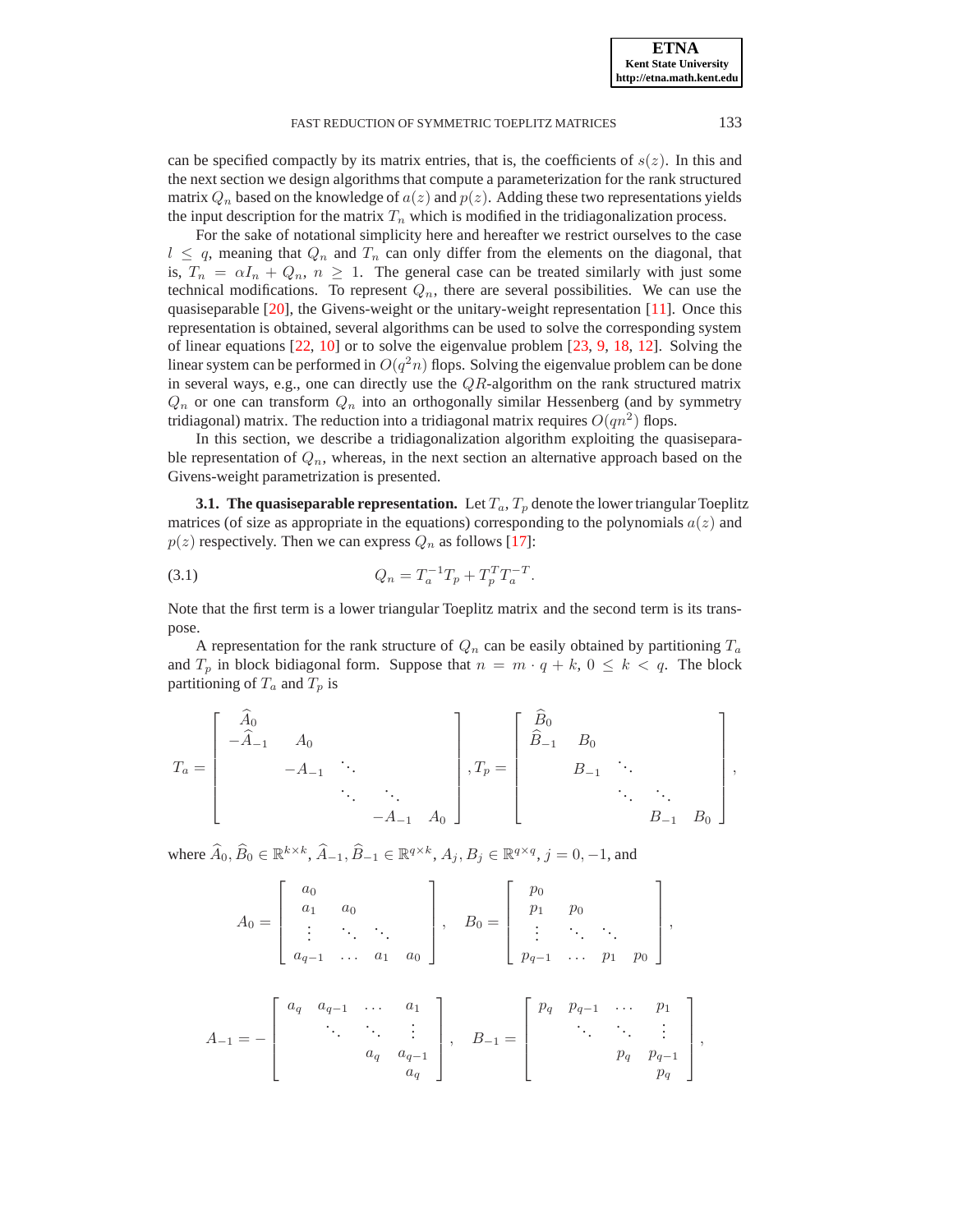can be specified compactly by its matrix entries, that is, the coefficients of $s(z)$. In this and the next section we design algorithms that compute a parameterization for the rank structured matrix $Q_n$ based on the knowledge of $a(z)$ and $p(z)$. Adding these two representations yields the input description for the matrix $T_n$ which is modified in the tridiagonalization process.

For the sake of notational simplicity here and hereafter we restrict ourselves to the case $l \leq q$, meaning that $Q_n$ and $T_n$ can only differ from the elements on the diagonal, that is, $T_n = \alpha I_n + Q_n$, $n \geq 1$. The general case can be treated similarly with just some technical modifications. To represent $Q_n$, there are several possibilities. We can use the quasiseparable [20], the Givens-weight or the unitary-weight representation [11]. Once this representation is obtained, several algorithms can be used to solve the corresponding system of linear equations [22, 10] or to solve the eigenvalue problem [23, 9, 18, 12]. Solving the linear system can be performed in $O(q^2 n)$ flops. Solving the eigenvalue problem can be done in several ways, e.g., one can directly use the $QR$-algorithm on the rank structured matrix $Q_n$ or one can transform $Q_n$ into an orthogonally similar Hessenberg (and by symmetry tridiagonal) matrix. The reduction into a tridiagonal matrix requires $O(qn^2)$ flops.

In this section, we describe a tridiagonalization algorithm exploiting the quasiseparable representation of $Q_n$, whereas, in the next section an alternative approach based on the Givens-weight parametrization is presented.

**3.1. The quasiseparable representation.** Let $T_a, T_p$ denote the lower triangular Toeplitz matrices (of size as appropriate in the equations) corresponding to the polynomials $a(z)$ and $p(z)$ respectively. Then we can express $Q_n$ as follows [17]:

$$Q_n = T_a^{-1} T_p + T_p^T T_a^{-T}. \tag{3.1}$$

Note that the first term is a lower triangular Toeplitz matrix and the second term is its transpose.

A representation for the rank structure of $Q_n$ can be easily obtained by partitioning $T_a$ and $T_p$ in block bidiagonal form. Suppose that $n = m \cdot q + k$, $0 \leq k < q$. The block partitioning of $T_a$ and $T_p$ is

$$T_a = \begin{bmatrix} \widehat{A}_0 & & & & \\ -\widehat{A}_{-1} & A_0 & & & \\ & -A_{-1} & \ddots & & \\ & & \ddots & \ddots & \\ & & & -A_{-1} & A_0 \end{bmatrix}, T_p = \begin{bmatrix} \widehat{B}_0 & & & & \\ \widehat{B}_{-1} & B_0 & & & \\ & B_{-1} & \ddots & & \\ & & \ddots & \ddots & \\ & & & B_{-1} & B_0 \end{bmatrix},$$

where $\widehat{A}_0, \widehat{B}_0 \in \mathbb{R}^{k \times k}$, $\widehat{A}_{-1}, \widehat{B}_{-1} \in \mathbb{R}^{q \times k}$, $A_j, B_j \in \mathbb{R}^{q \times q}$, $j = 0, -1$, and

$$A_0 = \begin{bmatrix} a_0 & & & \\ a_1 & a_0 & & \\ \vdots & \ddots & \ddots & \\ a_{q-1} & \dots & a_1 & a_0 \end{bmatrix}, \quad B_0 = \begin{bmatrix} p_0 & & & \\ p_1 & p_0 & & \\ \vdots & \ddots & \ddots & \\ p_{q-1} & \dots & p_1 & p_0 \end{bmatrix},$$

$$A_{-1} = -\begin{bmatrix} a_q & a_{q-1} & \dots & a_1 \\ & \ddots & \ddots & \vdots \\ & & a_q & a_{q-1} \\ & & & a_q \end{bmatrix}, \quad B_{-1} = \begin{bmatrix} p_q & p_{q-1} & \dots & p_1 \\ & \ddots & \ddots & \vdots \\ & & p_q & p_{q-1} \\ & & & p_q \end{bmatrix},$$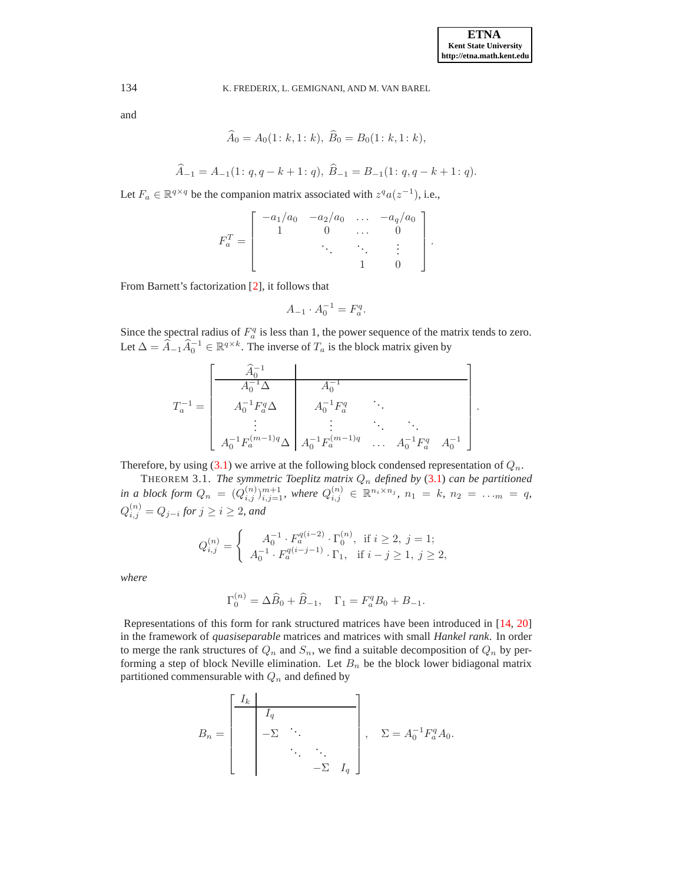and

$$\widehat{A}_0 = A_0(1\colon k, 1\colon k),\ \widehat{B}_0 = B_0(1\colon k, 1\colon k),$$

$$\widehat{A}_{-1} = A_{-1}(1\colon q, q-k+1\colon q),\ \widehat{B}_{-1} = B_{-1}(1\colon q, q-k+1\colon q).$$

Let $F_a \in \mathbb{R}^{q\times q}$ be the companion matrix associated with $z^q a(z^{-1})$, i.e.,

$$F_a^T = \begin{bmatrix} -a_1/a_0 & -a_2/a_0 & \dots & -a_q/a_0 \\ 1 & 0 & \dots & 0 \\ & \ddots & \ddots & \vdots \\ & & 1 & 0 \end{bmatrix}.$$

From Barnett's factorization [2], it follows that

$$A_{-1} \cdot A_0^{-1} = F_a^q.$$

Since the spectral radius of $F_a^q$ is less than 1, the power sequence of the matrix tends to zero. Let $\Delta = \widehat{A}_{-1}\widehat{A}_0^{-1} \in \mathbb{R}^{q\times k}$. The inverse of $T_a$ is the block matrix given by

$$T_a^{-1} = \left[\begin{array}{c|cccc} \widehat{A}_0^{-1} & & & & \\ \hline A_0^{-1}\Delta & A_0^{-1} & & & \\ A_0^{-1}F_a^q\Delta & A_0^{-1}F_a^q & \ddots & & \\ \vdots & \vdots & \ddots & \ddots & \\ A_0^{-1}F_a^{(m-1)q}\Delta & A_0^{-1}F_a^{(m-1)q} & \dots & A_0^{-1}F_a^q & A_0^{-1} \end{array}\right].$$

Therefore, by using (3.1) we arrive at the following block condensed representation of $Q_n$.

THEOREM 3.1. *The symmetric Toeplitz matrix $Q_n$ defined by (3.1) can be partitioned in a block form $Q_n = (Q_{i,j}^{(n)})_{i,j=1}^{m+1}$, where $Q_{i,j}^{(n)} \in \mathbb{R}^{n_i\times n_j}$, $n_1 = k$, $n_2 = \dots_m = q$, $Q_{i,j}^{(n)} = Q_{j-i}$ for $j \geq i \geq 2$, and*

$$Q_{i,j}^{(n)} = \begin{cases} A_0^{-1}\cdot F_a^{q(i-2)}\cdot \Gamma_0^{(n)}, & \text{if } i\geq 2,\ j=1; \\ A_0^{-1}\cdot F_a^{q(i-j-1)}\cdot \Gamma_1, & \text{if } i-j\geq 1,\ j\geq 2, \end{cases}$$

*where*

$$\Gamma_0^{(n)} = \Delta\widehat{B}_0 + \widehat{B}_{-1}, \quad \Gamma_1 = F_a^q B_0 + B_{-1}.$$

Representations of this form for rank structured matrices have been introduced in [14, 20] in the framework of *quasiseparable* matrices and matrices with small *Hankel rank*. In order to merge the rank structures of $Q_n$ and $S_n$, we find a suitable decomposition of $Q_n$ by performing a step of block Neville elimination. Let $B_n$ be the block lower bidiagonal matrix partitioned commensurable with $Q_n$ and defined by

$$B_n = \left[\begin{array}{c|cccc} I_k & & & & \\ \hline & I_q & & & \\ & -\Sigma & \ddots & & \\ & & \ddots & \ddots & \\ & & & -\Sigma & I_q \end{array}\right], \quad \Sigma = A_0^{-1}F_a^q A_0.$$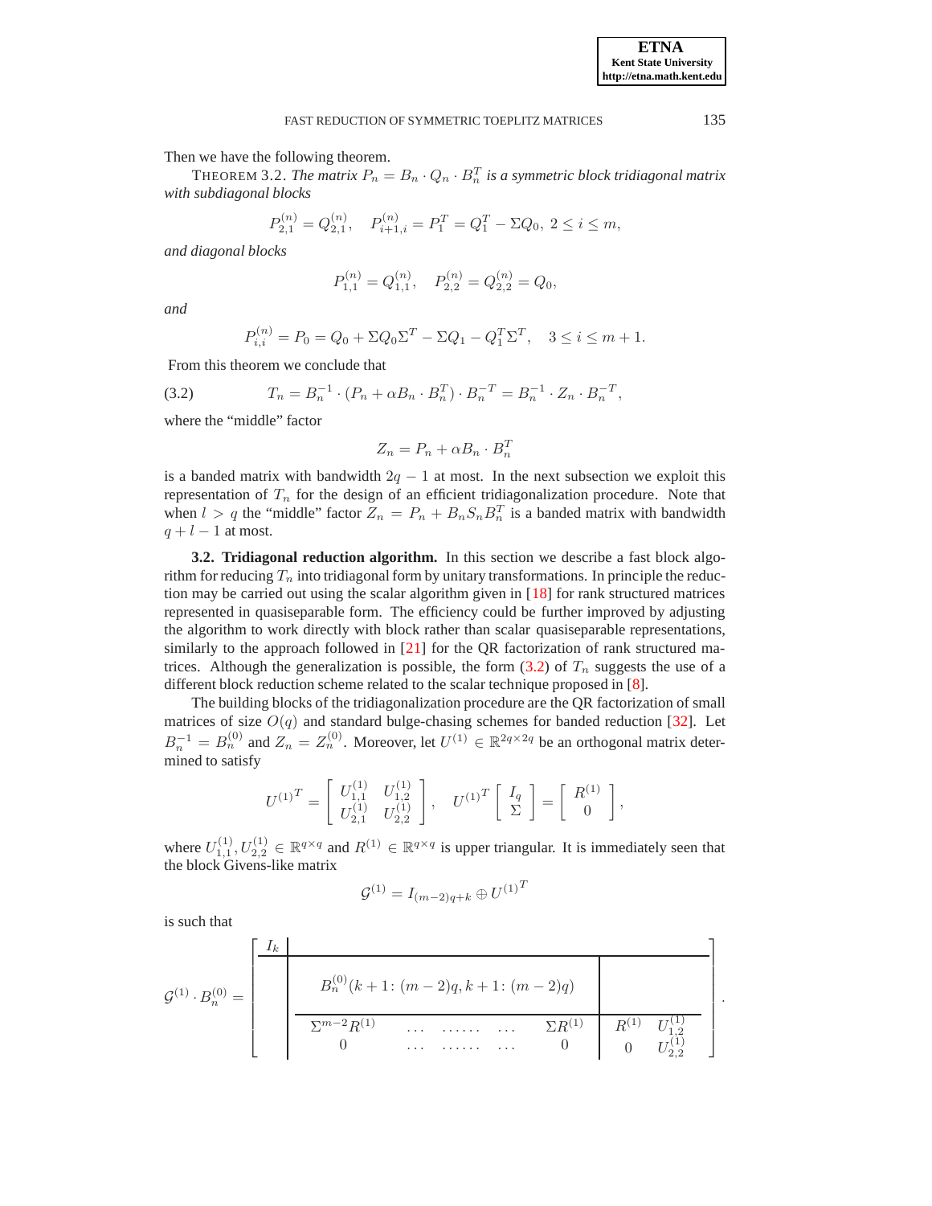Then we have the following theorem.

THEOREM 3.2. *The matrix $P_n = B_n \cdot Q_n \cdot B_n^T$ is a symmetric block tridiagonal matrix with subdiagonal blocks*

$$P_{2,1}^{(n)} = Q_{2,1}^{(n)}, \quad P_{i+1,i}^{(n)} = P_1^T = Q_1^T - \Sigma Q_0,\ 2 \le i \le m,$$

*and diagonal blocks*

$$P_{1,1}^{(n)} = Q_{1,1}^{(n)}, \quad P_{2,2}^{(n)} = Q_{2,2}^{(n)} = Q_0,$$

*and*

$$P_{i,i}^{(n)} = P_0 = Q_0 + \Sigma Q_0 \Sigma^T - \Sigma Q_1 - Q_1^T \Sigma^T, \quad 3 \le i \le m+1.$$

From this theorem we conclude that

$$T_n = B_n^{-1} \cdot (P_n + \alpha B_n \cdot B_n^T) \cdot B_n^{-T} = B_n^{-1} \cdot Z_n \cdot B_n^{-T}, \tag{3.2}$$

where the "middle" factor

$$Z_n = P_n + \alpha B_n \cdot B_n^T$$

is a banded matrix with bandwidth $2q-1$ at most. In the next subsection we exploit this representation of $T_n$ for the design of an efficient tridiagonalization procedure. Note that when $l > q$ the "middle" factor $Z_n = P_n + B_n S_n B_n^T$ is a banded matrix with bandwidth $q + l - 1$ at most.

**3.2. Tridiagonal reduction algorithm.** In this section we describe a fast block algorithm for reducing $T_n$ into tridiagonal form by unitary transformations. In principle the reduction may be carried out using the scalar algorithm given in [18] for rank structured matrices represented in quasiseparable form. The efficiency could be further improved by adjusting the algorithm to work directly with block rather than scalar quasiseparable representations, similarly to the approach followed in [21] for the QR factorization of rank structured matrices. Although the generalization is possible, the form (3.2) of $T_n$ suggests the use of a different block reduction scheme related to the scalar technique proposed in [8].

The building blocks of the tridiagonalization procedure are the QR factorization of small matrices of size $O(q)$ and standard bulge-chasing schemes for banded reduction [32]. Let $B_n^{-1} = B_n^{(0)}$ and $Z_n = Z_n^{(0)}$. Moreover, let $U^{(1)} \in \mathbb{R}^{2q \times 2q}$ be an orthogonal matrix determined to satisfy

$$U^{(1)^T} = \begin{bmatrix} U_{1,1}^{(1)} & U_{1,2}^{(1)} \\ U_{2,1}^{(1)} & U_{2,2}^{(1)} \end{bmatrix}, \quad U^{(1)^T} \begin{bmatrix} I_q \\ \Sigma \end{bmatrix} = \begin{bmatrix} R^{(1)} \\ 0 \end{bmatrix},$$

where $U_{1,1}^{(1)}, U_{2,2}^{(1)} \in \mathbb{R}^{q \times q}$ and $R^{(1)} \in \mathbb{R}^{q \times q}$ is upper triangular. It is immediately seen that the block Givens-like matrix

$$\mathcal{G}^{(1)} = I_{(m-2)q+k} \oplus U^{(1)^T}$$

is such that

$$\mathcal{G}^{(1)} \cdot B_n^{(0)} = \left[\begin{array}{c|ccccc|cc} I_k & & & & & & & \\ \hline & & & & & & & \\ & & B_n^{(0)}(k+1\colon (m-2)q, k+1\colon (m-2)q) & & & & & \\ & & & & & & & \\ \hline & \Sigma^{m-2} R^{(1)} & \dots & \dots\dots & \dots & \Sigma R^{(1)} & R^{(1)} & U_{1,2}^{(1)} \\ & 0 & \dots & \dots\dots & \dots & 0 & 0 & U_{2,2}^{(1)} \end{array}\right].$$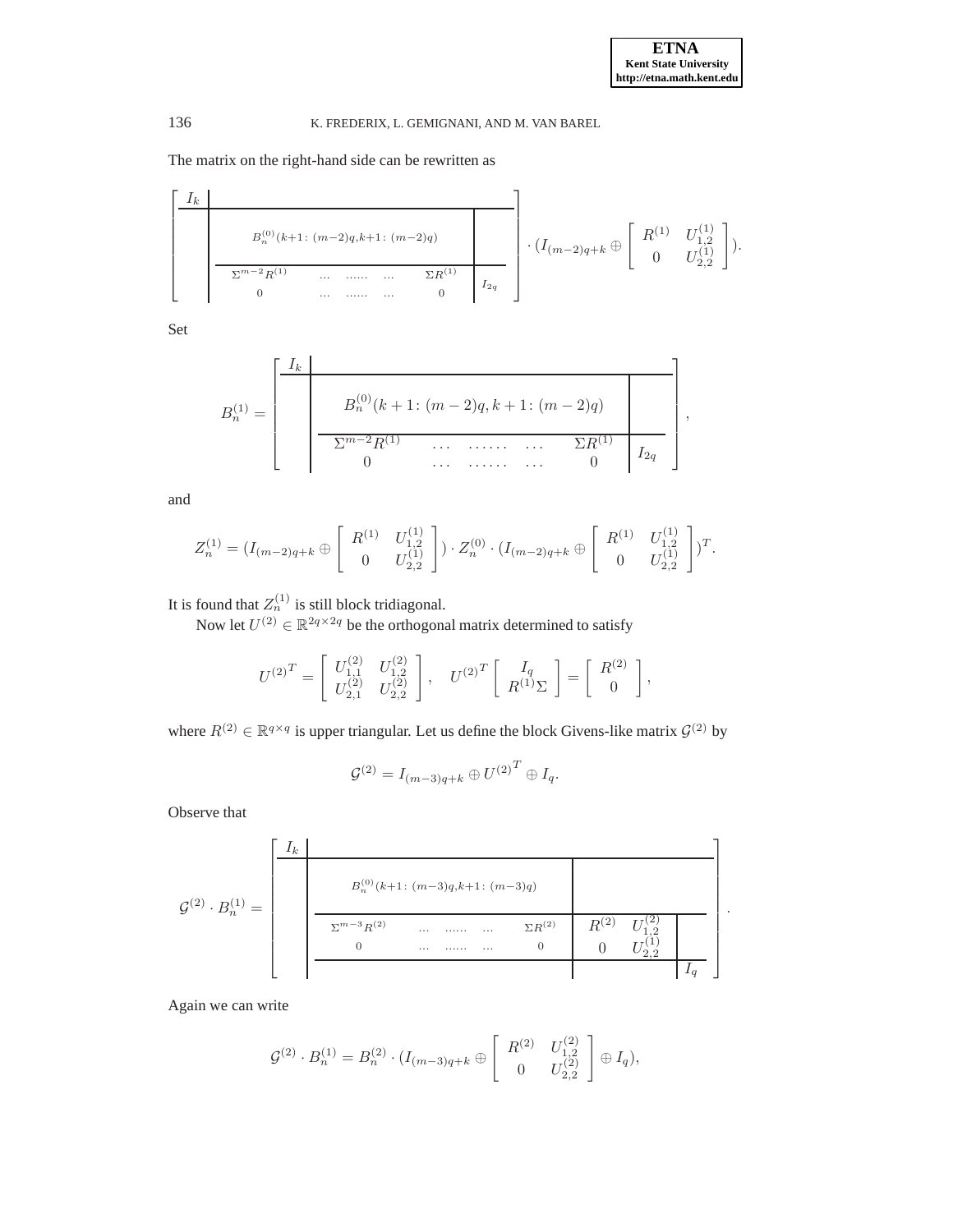The matrix on the right-hand side can be rewritten as

$$
\left[\begin{array}{c|cc}
I_k & & \\
\hline
 & B_n^{(0)}(k+1\colon (m-2)q, k+1\colon (m-2)q) & \\
\cline{2-2}
 & \begin{array}{ccccc} \Sigma^{m-2}R^{(1)} & \dots & \dots\dots & \dots & \Sigma R^{(1)} \\ 0 & \dots & \dots\dots & \dots & 0 \end{array} & I_{2q}
\end{array}\right] \cdot (I_{(m-2)q+k} \oplus \begin{bmatrix} R^{(1)} & U_{1,2}^{(1)} \\ 0 & U_{2,2}^{(1)} \end{bmatrix}).
$$

Set

$$
B_n^{(1)} = \left[\begin{array}{c|cc}
I_k & & \\
\hline
 & B_n^{(0)}(k+1\colon (m-2)q, k+1\colon (m-2)q) & \\
\cline{2-3}
 & \begin{array}{ccccc} \Sigma^{m-2}R^{(1)} & \dots & \dots\dots & \dots & \Sigma R^{(1)} \\ 0 & \dots & \dots\dots & \dots & 0 \end{array} & I_{2q}
\end{array}\right],
$$

and

$$
Z_n^{(1)} = (I_{(m-2)q+k} \oplus \begin{bmatrix} R^{(1)} & U_{1,2}^{(1)} \\ 0 & U_{2,2}^{(1)} \end{bmatrix}) \cdot Z_n^{(0)} \cdot (I_{(m-2)q+k} \oplus \begin{bmatrix} R^{(1)} & U_{1,2}^{(1)} \\ 0 & U_{2,2}^{(1)} \end{bmatrix})^T.
$$

It is found that $Z_n^{(1)}$ is still block tridiagonal.

Now let $U^{(2)} \in \mathbb{R}^{2q \times 2q}$ be the orthogonal matrix determined to satisfy

$$
{U^{(2)}}^T = \begin{bmatrix} U_{1,1}^{(2)} & U_{1,2}^{(2)} \\ U_{2,1}^{(2)} & U_{2,2}^{(2)} \end{bmatrix}, \quad {U^{(2)}}^T \begin{bmatrix} I_q \\ R^{(1)}\Sigma \end{bmatrix} = \begin{bmatrix} R^{(2)} \\ 0 \end{bmatrix},
$$

where $R^{(2)} \in \mathbb{R}^{q \times q}$ is upper triangular. Let us define the block Givens-like matrix $\mathcal{G}^{(2)}$ by

$$
\mathcal{G}^{(2)} = I_{(m-3)q+k} \oplus {U^{(2)}}^T \oplus I_q.
$$

Observe that

$$
\mathcal{G}^{(2)} \cdot B_n^{(1)} = \left[\begin{array}{c|ccc}
I_k & & & \\
\hline
 & B_n^{(0)}(k+1\colon (m-3)q, k+1\colon (m-3)q) & & \\
\cline{2-3}
 & \begin{array}{ccccc} \Sigma^{m-3}R^{(2)} & \dots & \dots\dots & \dots & \Sigma R^{(2)} \\ 0 & \dots & \dots\dots & \dots & 0 \end{array} & \begin{array}{cc} R^{(2)} & U_{1,2}^{(2)} \\ 0 & U_{2,2}^{(1)} \end{array} & \\
\cline{2-4}
 & & & I_q
\end{array}\right].
$$

Again we can write

$$
\mathcal{G}^{(2)} \cdot B_n^{(1)} = B_n^{(2)} \cdot (I_{(m-3)q+k} \oplus \begin{bmatrix} R^{(2)} & U_{1,2}^{(2)} \\ 0 & U_{2,2}^{(2)} \end{bmatrix} \oplus I_q),
$$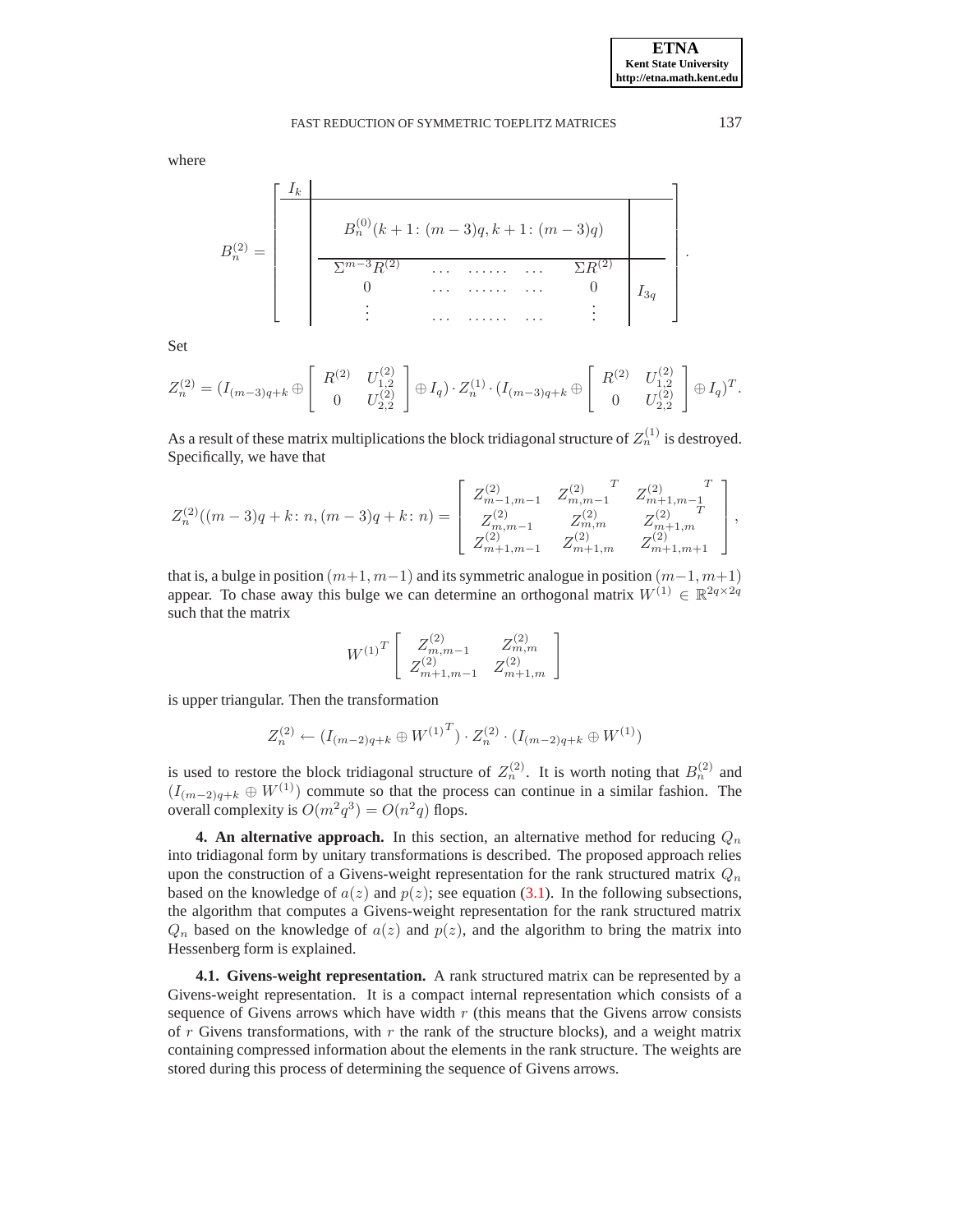where

$$
B_n^{(2)} = \left[ \begin{array}{c|c|c}
I_k & & \\
\hline
 & B_n^{(0)}(k+1\colon (m-3)q, k+1\colon (m-3)q) & \\
\cline{2-2}
 & \begin{array}{ccccc} \Sigma^{m-3}R^{(2)} & \dots & \dots\dots & \dots & \Sigma R^{(2)} \\ 0 & \dots & \dots\dots & \dots & 0 \\ \vdots & \dots & \dots\dots & \dots & \vdots \end{array} & I_{3q}
\end{array} \right].
$$

Set

$$
Z_n^{(2)} = (I_{(m-3)q+k} \oplus \begin{bmatrix} R^{(2)} & U_{1,2}^{(2)} \\ 0 & U_{2,2}^{(2)} \end{bmatrix} \oplus I_q) \cdot Z_n^{(1)} \cdot (I_{(m-3)q+k} \oplus \begin{bmatrix} R^{(2)} & U_{1,2}^{(2)} \\ 0 & U_{2,2}^{(2)} \end{bmatrix} \oplus I_q)^T.
$$

As a result of these matrix multiplications the block tridiagonal structure of $Z_n^{(1)}$ is destroyed. Specifically, we have that

$$
Z_n^{(2)}((m-3)q+k\colon n, (m-3)q+k\colon n) = \begin{bmatrix} Z_{m-1,m-1}^{(2)} & {Z_{m,m-1}^{(2)}}^T & {Z_{m+1,m-1}^{(2)}}^T \\ Z_{m,m-1}^{(2)} & Z_{m,m}^{(2)} & {Z_{m+1,m}^{(2)}}^T \\ Z_{m+1,m-1}^{(2)} & Z_{m+1,m}^{(2)} & Z_{m+1,m+1}^{(2)} \end{bmatrix},
$$

that is, a bulge in position $(m+1, m-1)$ and its symmetric analogue in position $(m-1, m+1)$ appear. To chase away this bulge we can determine an orthogonal matrix $W^{(1)} \in \mathbb{R}^{2q\times 2q}$ such that the matrix

$$
{W^{(1)}}^T \begin{bmatrix} Z_{m,m-1}^{(2)} & Z_{m,m}^{(2)} \\ Z_{m+1,m-1}^{(2)} & Z_{m+1,m}^{(2)} \end{bmatrix}
$$

is upper triangular. Then the transformation

$$
Z_n^{(2)} \leftarrow (I_{(m-2)q+k} \oplus {W^{(1)}}^T) \cdot Z_n^{(2)} \cdot (I_{(m-2)q+k} \oplus W^{(1)})
$$

is used to restore the block tridiagonal structure of $Z_n^{(2)}$. It is worth noting that $B_n^{(2)}$ and $(I_{(m-2)q+k} \oplus W^{(1)})$ commute so that the process can continue in a similar fashion. The overall complexity is $O(m^2q^3) = O(n^2q)$ flops.

**4. An alternative approach.** In this section, an alternative method for reducing $Q_n$ into tridiagonal form by unitary transformations is described. The proposed approach relies upon the construction of a Givens-weight representation for the rank structured matrix $Q_n$ based on the knowledge of $a(z)$ and $p(z)$; see equation (3.1). In the following subsections, the algorithm that computes a Givens-weight representation for the rank structured matrix $Q_n$ based on the knowledge of $a(z)$ and $p(z)$, and the algorithm to bring the matrix into Hessenberg form is explained.

**4.1. Givens-weight representation.** A rank structured matrix can be represented by a Givens-weight representation. It is a compact internal representation which consists of a sequence of Givens arrows which have width $r$ (this means that the Givens arrow consists of $r$ Givens transformations, with $r$ the rank of the structure blocks), and a weight matrix containing compressed information about the elements in the rank structure. The weights are stored during this process of determining the sequence of Givens arrows.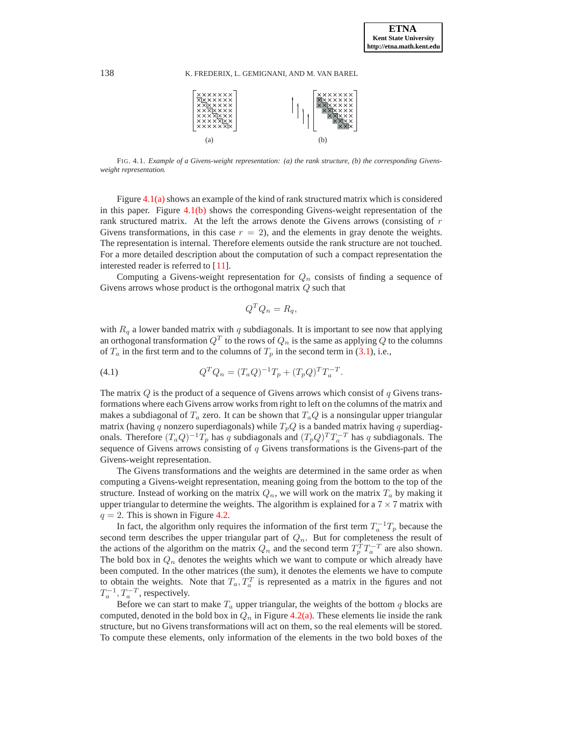(a) (b)

FIG. 4.1. *Example of a Givens-weight representation: (a) the rank structure, (b) the corresponding Givens-weight representation.*

Figure 4.1(a) shows an example of the kind of rank structured matrix which is considered in this paper. Figure 4.1(b) shows the corresponding Givens-weight representation of the rank structured matrix. At the left the arrows denote the Givens arrows (consisting of $r$ Givens transformations, in this case $r = 2$), and the elements in gray denote the weights. The representation is internal. Therefore elements outside the rank structure are not touched. For a more detailed description about the computation of such a compact representation the interested reader is referred to [11].

Computing a Givens-weight representation for $Q_n$ consists of finding a sequence of Givens arrows whose product is the orthogonal matrix $Q$ such that

$$Q^T Q_n = R_q,$$

with $R_q$ a lower banded matrix with $q$ subdiagonals. It is important to see now that applying an orthogonal transformation $Q^T$ to the rows of $Q_n$ is the same as applying $Q$ to the columns of $T_a$ in the first term and to the columns of $T_p$ in the second term in (3.1), i.e.,

$$Q^T Q_n = (T_a Q)^{-1} T_p + (T_p Q)^T T_a^{-T}. \tag{4.1}$$

The matrix $Q$ is the product of a sequence of Givens arrows which consist of $q$ Givens transformations where each Givens arrow works from right to left on the columns of the matrix and makes a subdiagonal of $T_a$ zero. It can be shown that $T_a Q$ is a nonsingular upper triangular matrix (having $q$ nonzero superdiagonals) while $T_p Q$ is a banded matrix having $q$ superdiagonals. Therefore $(T_a Q)^{-1} T_p$ has $q$ subdiagonals and $(T_p Q)^T T_a^{-T}$ has $q$ subdiagonals. The sequence of Givens arrows consisting of $q$ Givens transformations is the Givens-part of the Givens-weight representation.

The Givens transformations and the weights are determined in the same order as when computing a Givens-weight representation, meaning going from the bottom to the top of the structure. Instead of working on the matrix $Q_n$, we will work on the matrix $T_a$ by making it upper triangular to determine the weights. The algorithm is explained for a $7 \times 7$ matrix with $q = 2$. This is shown in Figure 4.2.

In fact, the algorithm only requires the information of the first term $T_a^{-1} T_p$ because the second term describes the upper triangular part of $Q_n$. But for completeness the result of the actions of the algorithm on the matrix $Q_n$ and the second term $T_p^T T_a^{-T}$ are also shown. The bold box in $Q_n$ denotes the weights which we want to compute or which already have been computed. In the other matrices (the sum), it denotes the elements we have to compute to obtain the weights. Note that $T_a, T_a^T$ is represented as a matrix in the figures and not $T_a^{-1}, T_a^{-T}$, respectively.

Before we can start to make $T_a$ upper triangular, the weights of the bottom $q$ blocks are computed, denoted in the bold box in $Q_n$ in Figure 4.2(a). These elements lie inside the rank structure, but no Givens transformations will act on them, so the real elements will be stored. To compute these elements, only information of the elements in the two bold boxes of the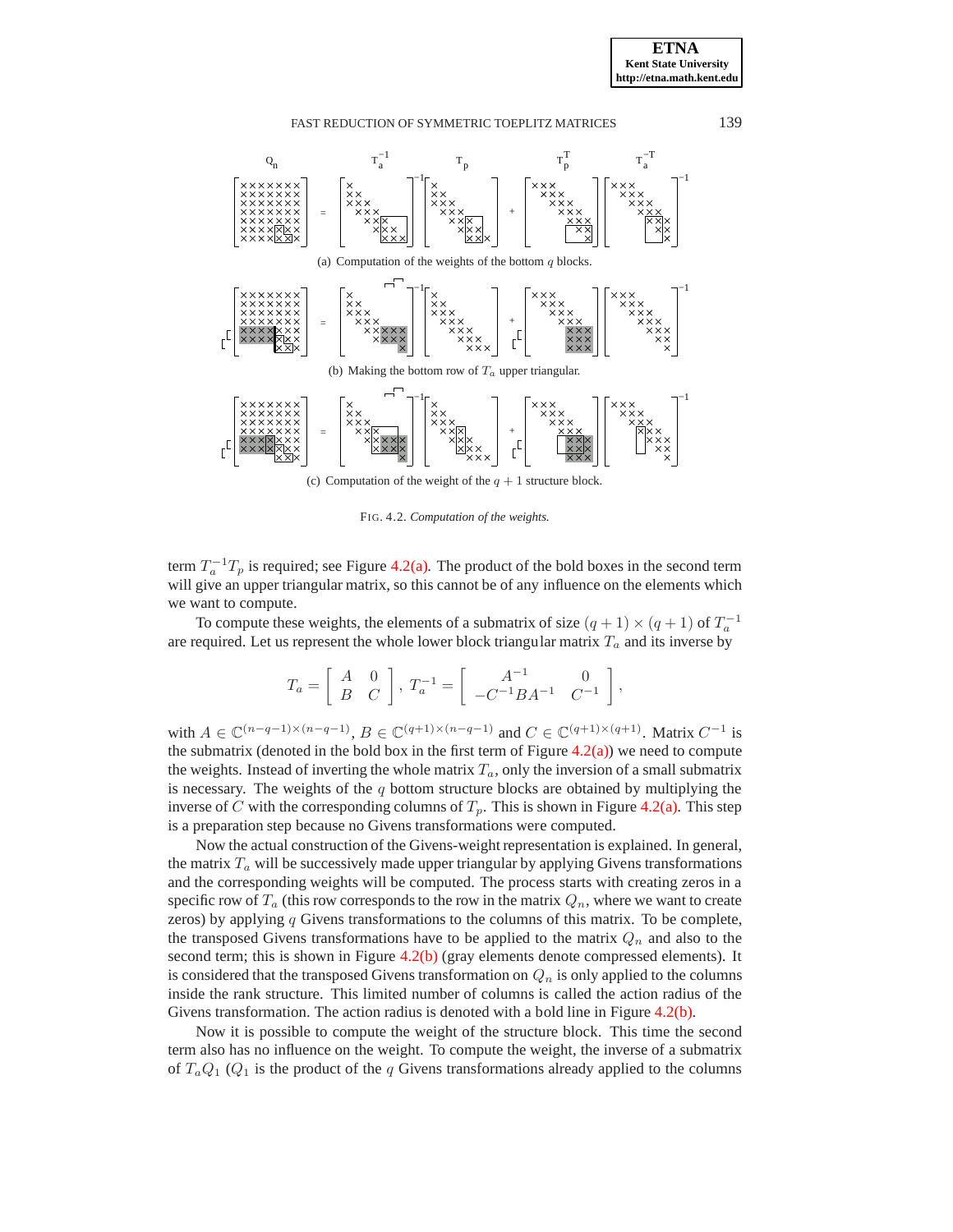(a) Computation of the weights of the bottom $q$ blocks.

(b) Making the bottom row of $T_a$ upper triangular.

(c) Computation of the weight of the $q+1$ structure block.

FIG. 4.2. *Computation of the weights.*

term $T_a^{-1}T_p$ is required; see Figure 4.2(a). The product of the bold boxes in the second term will give an upper triangular matrix, so this cannot be of any influence on the elements which we want to compute.

To compute these weights, the elements of a submatrix of size $(q+1)\times(q+1)$ of $T_a^{-1}$ are required. Let us represent the whole lower block triangular matrix $T_a$ and its inverse by

$$T_a = \begin{bmatrix} A & 0 \\ B & C \end{bmatrix}, \; T_a^{-1} = \begin{bmatrix} A^{-1} & 0 \\ -C^{-1}BA^{-1} & C^{-1} \end{bmatrix},$$

with $A \in \mathbb{C}^{(n-q-1)\times(n-q-1)}$, $B \in \mathbb{C}^{(q+1)\times(n-q-1)}$ and $C \in \mathbb{C}^{(q+1)\times(q+1)}$. Matrix $C^{-1}$ is the submatrix (denoted in the bold box in the first term of Figure 4.2(a)) we need to compute the weights. Instead of inverting the whole matrix $T_a$, only the inversion of a small submatrix is necessary. The weights of the $q$ bottom structure blocks are obtained by multiplying the inverse of $C$ with the corresponding columns of $T_p$. This is shown in Figure 4.2(a). This step is a preparation step because no Givens transformations were computed.

Now the actual construction of the Givens-weight representation is explained. In general, the matrix $T_a$ will be successively made upper triangular by applying Givens transformations and the corresponding weights will be computed. The process starts with creating zeros in a specific row of $T_a$ (this row corresponds to the row in the matrix $Q_n$, where we want to create zeros) by applying $q$ Givens transformations to the columns of this matrix. To be complete, the transposed Givens transformations have to be applied to the matrix $Q_n$ and also to the second term; this is shown in Figure 4.2(b) (gray elements denote compressed elements). It is considered that the transposed Givens transformation on $Q_n$ is only applied to the columns inside the rank structure. This limited number of columns is called the action radius of the Givens transformation. The action radius is denoted with a bold line in Figure 4.2(b).

Now it is possible to compute the weight of the structure block. This time the second term also has no influence on the weight. To compute the weight, the inverse of a submatrix of $T_aQ_1$ ($Q_1$ is the product of the $q$ Givens transformations already applied to the columns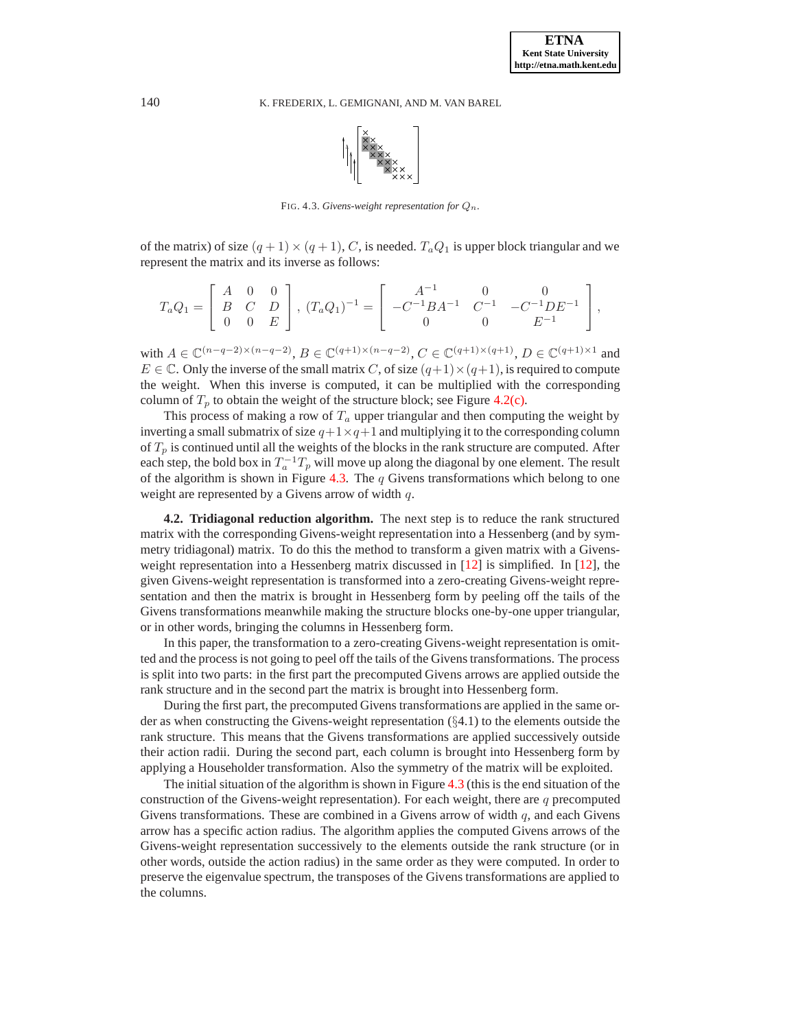FIG. 4.3. *Givens-weight representation for $Q_n$.*

of the matrix) of size $(q+1)\times(q+1)$, $C$, is needed. $T_aQ_1$ is upper block triangular and we represent the matrix and its inverse as follows:

$$T_aQ_1 = \begin{bmatrix} A & 0 & 0 \\ B & C & D \\ 0 & 0 & E \end{bmatrix},\ (T_aQ_1)^{-1} = \begin{bmatrix} A^{-1} & 0 & 0 \\ -C^{-1}BA^{-1} & C^{-1} & -C^{-1}DE^{-1} \\ 0 & 0 & E^{-1} \end{bmatrix},$$

with $A \in \mathbb{C}^{(n-q-2)\times(n-q-2)}$, $B \in \mathbb{C}^{(q+1)\times(n-q-2)}$, $C \in \mathbb{C}^{(q+1)\times(q+1)}$, $D \in \mathbb{C}^{(q+1)\times 1}$ and $E \in \mathbb{C}$. Only the inverse of the small matrix $C$, of size $(q+1)\times(q+1)$, is required to compute the weight. When this inverse is computed, it can be multiplied with the corresponding column of $T_p$ to obtain the weight of the structure block; see Figure 4.2(c).

This process of making a row of $T_a$ upper triangular and then computing the weight by inverting a small submatrix of size $q+1\times q+1$ and multiplying it to the corresponding column of $T_p$ is continued until all the weights of the blocks in the rank structure are computed. After each step, the bold box in $T_a^{-1}T_p$ will move up along the diagonal by one element. The result of the algorithm is shown in Figure 4.3. The $q$ Givens transformations which belong to one weight are represented by a Givens arrow of width $q$.

**4.2. Tridiagonal reduction algorithm.** The next step is to reduce the rank structured matrix with the corresponding Givens-weight representation into a Hessenberg (and by symmetry tridiagonal) matrix. To do this the method to transform a given matrix with a Givens-weight representation into a Hessenberg matrix discussed in [12] is simplified. In [12], the given Givens-weight representation is transformed into a zero-creating Givens-weight representation and then the matrix is brought in Hessenberg form by peeling off the tails of the Givens transformations meanwhile making the structure blocks one-by-one upper triangular, or in other words, bringing the columns in Hessenberg form.

In this paper, the transformation to a zero-creating Givens-weight representation is omitted and the process is not going to peel off the tails of the Givens transformations. The process is split into two parts: in the first part the precomputed Givens arrows are applied outside the rank structure and in the second part the matrix is brought into Hessenberg form.

During the first part, the precomputed Givens transformations are applied in the same order as when constructing the Givens-weight representation (§4.1) to the elements outside the rank structure. This means that the Givens transformations are applied successively outside their action radii. During the second part, each column is brought into Hessenberg form by applying a Householder transformation. Also the symmetry of the matrix will be exploited.

The initial situation of the algorithm is shown in Figure 4.3 (this is the end situation of the construction of the Givens-weight representation). For each weight, there are $q$ precomputed Givens transformations. These are combined in a Givens arrow of width $q$, and each Givens arrow has a specific action radius. The algorithm applies the computed Givens arrows of the Givens-weight representation successively to the elements outside the rank structure (or in other words, outside the action radius) in the same order as they were computed. In order to preserve the eigenvalue spectrum, the transposes of the Givens transformations are applied to the columns.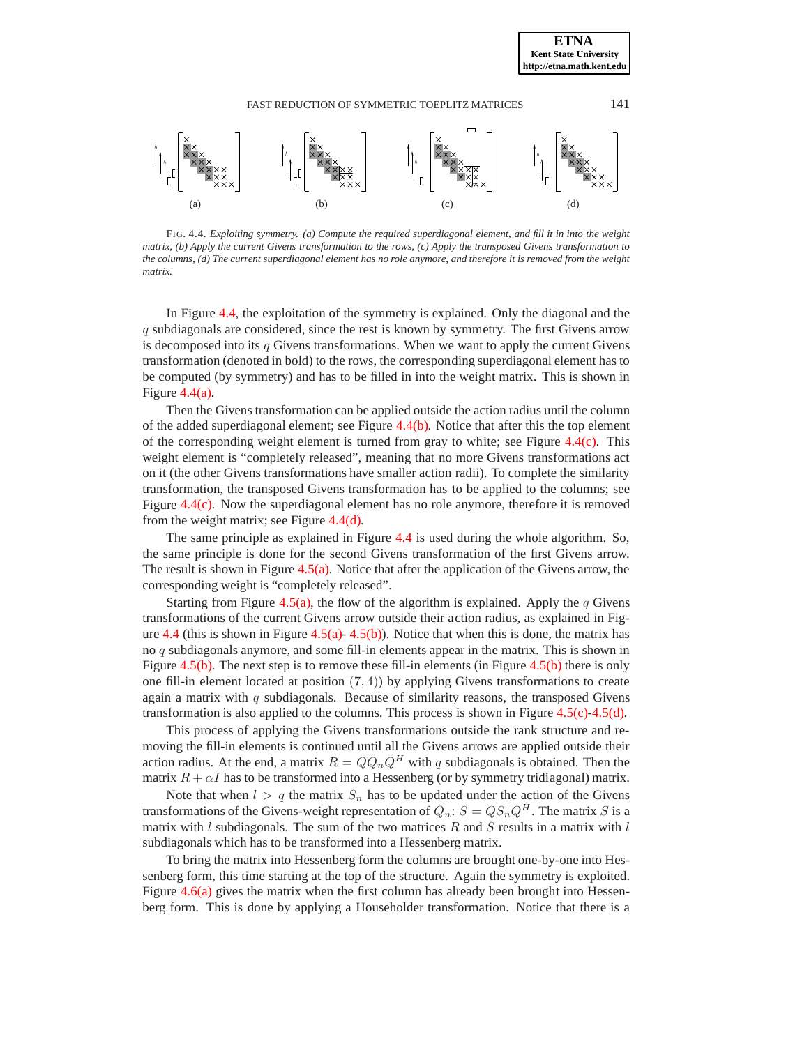(a) (b) (c) (d)

FIG. 4.4. *Exploiting symmetry. (a) Compute the required superdiagonal element, and fill it in into the weight matrix, (b) Apply the current Givens transformation to the rows, (c) Apply the transposed Givens transformation to the columns, (d) The current superdiagonal element has no role anymore, and therefore it is removed from the weight matrix.*

In Figure 4.4, the exploitation of the symmetry is explained. Only the diagonal and the $q$ subdiagonals are considered, since the rest is known by symmetry. The first Givens arrow is decomposed into its $q$ Givens transformations. When we want to apply the current Givens transformation (denoted in bold) to the rows, the corresponding superdiagonal element has to be computed (by symmetry) and has to be filled in into the weight matrix. This is shown in Figure 4.4(a).

Then the Givens transformation can be applied outside the action radius until the column of the added superdiagonal element; see Figure 4.4(b). Notice that after this the top element of the corresponding weight element is turned from gray to white; see Figure 4.4(c). This weight element is "completely released", meaning that no more Givens transformations act on it (the other Givens transformations have smaller action radii). To complete the similarity transformation, the transposed Givens transformation has to be applied to the columns; see Figure 4.4(c). Now the superdiagonal element has no role anymore, therefore it is removed from the weight matrix; see Figure 4.4(d).

The same principle as explained in Figure 4.4 is used during the whole algorithm. So, the same principle is done for the second Givens transformation of the first Givens arrow. The result is shown in Figure 4.5(a). Notice that after the application of the Givens arrow, the corresponding weight is "completely released".

Starting from Figure 4.5(a), the flow of the algorithm is explained. Apply the $q$ Givens transformations of the current Givens arrow outside their action radius, as explained in Figure 4.4 (this is shown in Figure 4.5(a)- 4.5(b)). Notice that when this is done, the matrix has no $q$ subdiagonals anymore, and some fill-in elements appear in the matrix. This is shown in Figure 4.5(b). The next step is to remove these fill-in elements (in Figure 4.5(b) there is only one fill-in element located at position $(7, 4)$) by applying Givens transformations to create again a matrix with $q$ subdiagonals. Because of similarity reasons, the transposed Givens transformation is also applied to the columns. This process is shown in Figure 4.5(c)-4.5(d).

This process of applying the Givens transformations outside the rank structure and removing the fill-in elements is continued until all the Givens arrows are applied outside their action radius. At the end, a matrix $R = QQ_nQ^H$ with $q$ subdiagonals is obtained. Then the matrix $R + \alpha I$ has to be transformed into a Hessenberg (or by symmetry tridiagonal) matrix.

Note that when $l > q$ the matrix $S_n$ has to be updated under the action of the Givens transformations of the Givens-weight representation of $Q_n$: $S = QS_nQ^H$. The matrix $S$ is a matrix with $l$ subdiagonals. The sum of the two matrices $R$ and $S$ results in a matrix with $l$ subdiagonals which has to be transformed into a Hessenberg matrix.

To bring the matrix into Hessenberg form the columns are brought one-by-one into Hessenberg form, this time starting at the top of the structure. Again the symmetry is exploited. Figure 4.6(a) gives the matrix when the first column has already been brought into Hessenberg form. This is done by applying a Householder transformation. Notice that there is a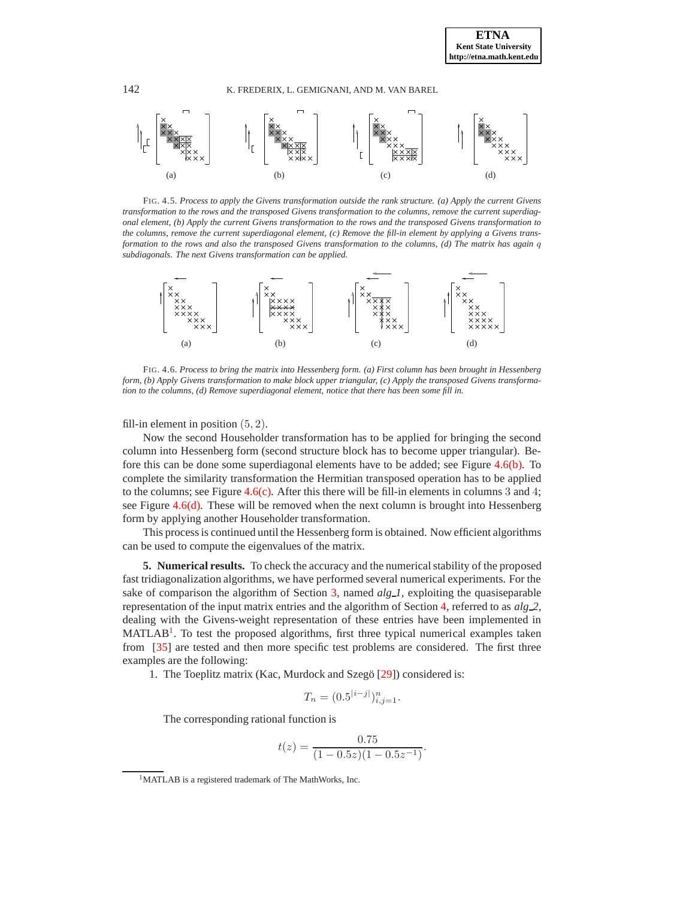FIG. 4.5. *Process to apply the Givens transformation outside the rank structure. (a) Apply the current Givens transformation to the rows and the transposed Givens transformation to the columns, remove the current superdiagonal element, (b) Apply the current Givens transformation to the rows and the transposed Givens transformation to the columns, remove the current superdiagonal element, (c) Remove the fill-in element by applying a Givens transformation to the rows and also the transposed Givens transformation to the columns, (d) The matrix has again $q$ subdiagonals. The next Givens transformation can be applied.*

FIG. 4.6. *Process to bring the matrix into Hessenberg form. (a) First column has been brought in Hessenberg form, (b) Apply Givens transformation to make block upper triangular, (c) Apply the transposed Givens transformation to the columns, (d) Remove superdiagonal element, notice that there has been some fill in.*

fill-in element in position $(5, 2)$.

Now the second Householder transformation has to be applied for bringing the second column into Hessenberg form (second structure block has to become upper triangular). Before this can be done some superdiagonal elements have to be added; see Figure 4.6(b). To complete the similarity transformation the Hermitian transposed operation has to be applied to the columns; see Figure 4.6(c). After this there will be fill-in elements in columns 3 and 4; see Figure 4.6(d). These will be removed when the next column is brought into Hessenberg form by applying another Householder transformation.

This process is continued until the Hessenberg form is obtained. Now efficient algorithms can be used to compute the eigenvalues of the matrix.

**5. Numerical results.** To check the accuracy and the numerical stability of the proposed fast tridiagonalization algorithms, we have performed several numerical experiments. For the sake of comparison the algorithm of Section 3, named *alg_1*, exploiting the quasiseparable representation of the input matrix entries and the algorithm of Section 4, referred to as *alg_2*, dealing with the Givens-weight representation of these entries have been implemented in MATLAB[1]. To test the proposed algorithms, first three typical numerical examples taken from [35] are tested and then more specific test problems are considered. The first three examples are the following:

1. The Toeplitz matrix (Kac, Murdock and Szegö [29]) considered is:

$$T_n = (0.5^{|i-j|})_{i,j=1}^{n}.$$

The corresponding rational function is

$$t(z) = \frac{0.75}{(1 - 0.5z)(1 - 0.5z^{-1})}.$$

[1]MATLAB is a registered trademark of The MathWorks, Inc.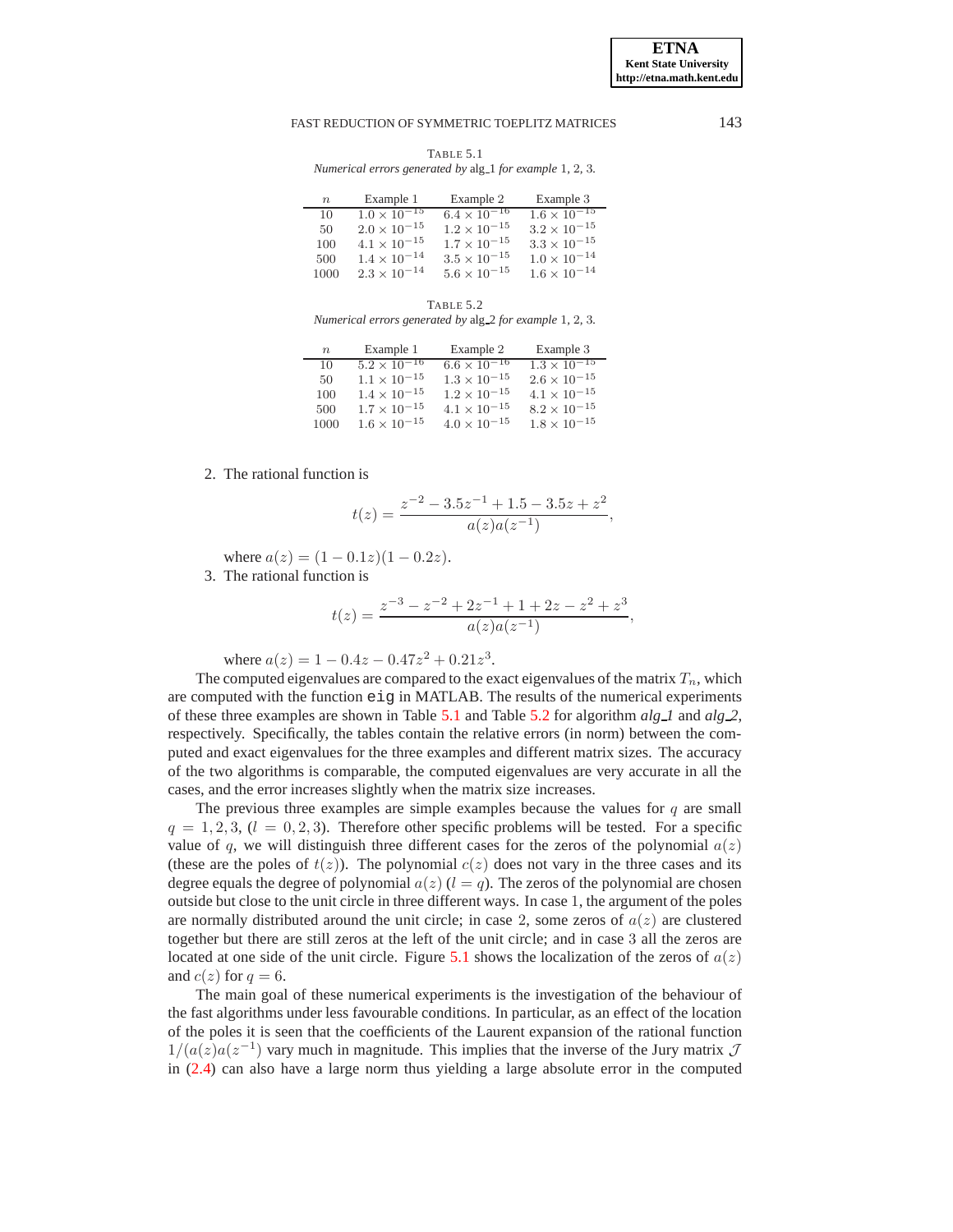TABLE 5.1
*Numerical errors generated by* alg_1 *for example* 1, 2, 3.

| $n$ | Example 1 | Example 2 | Example 3 |
|---|---|---|---|
| 10 | $1.0 \times 10^{-15}$ | $6.4 \times 10^{-16}$ | $1.6 \times 10^{-15}$ |
| 50 | $2.0 \times 10^{-15}$ | $1.2 \times 10^{-15}$ | $3.2 \times 10^{-15}$ |
| 100 | $4.1 \times 10^{-15}$ | $1.7 \times 10^{-15}$ | $3.3 \times 10^{-15}$ |
| 500 | $1.4 \times 10^{-14}$ | $3.5 \times 10^{-15}$ | $1.0 \times 10^{-14}$ |
| 1000 | $2.3 \times 10^{-14}$ | $5.6 \times 10^{-15}$ | $1.6 \times 10^{-14}$ |

TABLE 5.2
*Numerical errors generated by* alg_2 *for example* 1, 2, 3.

| $n$ | Example 1 | Example 2 | Example 3 |
|---|---|---|---|
| 10 | $5.2 \times 10^{-16}$ | $6.6 \times 10^{-16}$ | $1.3 \times 10^{-15}$ |
| 50 | $1.1 \times 10^{-15}$ | $1.3 \times 10^{-15}$ | $2.6 \times 10^{-15}$ |
| 100 | $1.4 \times 10^{-15}$ | $1.2 \times 10^{-15}$ | $4.1 \times 10^{-15}$ |
| 500 | $1.7 \times 10^{-15}$ | $4.1 \times 10^{-15}$ | $8.2 \times 10^{-15}$ |
| 1000 | $1.6 \times 10^{-15}$ | $4.0 \times 10^{-15}$ | $1.8 \times 10^{-15}$ |

2. The rational function is

$$t(z) = \frac{z^{-2} - 3.5z^{-1} + 1.5 - 3.5z + z^2}{a(z)a(z^{-1})},$$

where $a(z) = (1 - 0.1z)(1 - 0.2z)$.

3. The rational function is

$$t(z) = \frac{z^{-3} - z^{-2} + 2z^{-1} + 1 + 2z - z^2 + z^3}{a(z)a(z^{-1})},$$

where $a(z) = 1 - 0.4z - 0.47z^2 + 0.21z^3$.

The computed eigenvalues are compared to the exact eigenvalues of the matrix $T_n$, which are computed with the function `eig` in MATLAB. The results of the numerical experiments of these three examples are shown in Table 5.1 and Table 5.2 for algorithm *alg_1* and *alg_2*, respectively. Specifically, the tables contain the relative errors (in norm) between the computed and exact eigenvalues for the three examples and different matrix sizes. The accuracy of the two algorithms is comparable, the computed eigenvalues are very accurate in all the cases, and the error increases slightly when the matrix size increases.

The previous three examples are simple examples because the values for $q$ are small $q = 1, 2, 3$, ($l = 0, 2, 3$). Therefore other specific problems will be tested. For a specific value of $q$, we will distinguish three different cases for the zeros of the polynomial $a(z)$ (these are the poles of $t(z)$). The polynomial $c(z)$ does not vary in the three cases and its degree equals the degree of polynomial $a(z)$ ($l = q$). The zeros of the polynomial are chosen outside but close to the unit circle in three different ways. In case 1, the argument of the poles are normally distributed around the unit circle; in case 2, some zeros of $a(z)$ are clustered together but there are still zeros at the left of the unit circle; and in case 3 all the zeros are located at one side of the unit circle. Figure 5.1 shows the localization of the zeros of $a(z)$ and $c(z)$ for $q = 6$.

The main goal of these numerical experiments is the investigation of the behaviour of the fast algorithms under less favourable conditions. In particular, as an effect of the location of the poles it is seen that the coefficients of the Laurent expansion of the rational function $1/(a(z)a(z^{-1})$ vary much in magnitude. This implies that the inverse of the Jury matrix $\mathcal{J}$ in (2.4) can also have a large norm thus yielding a large absolute error in the computed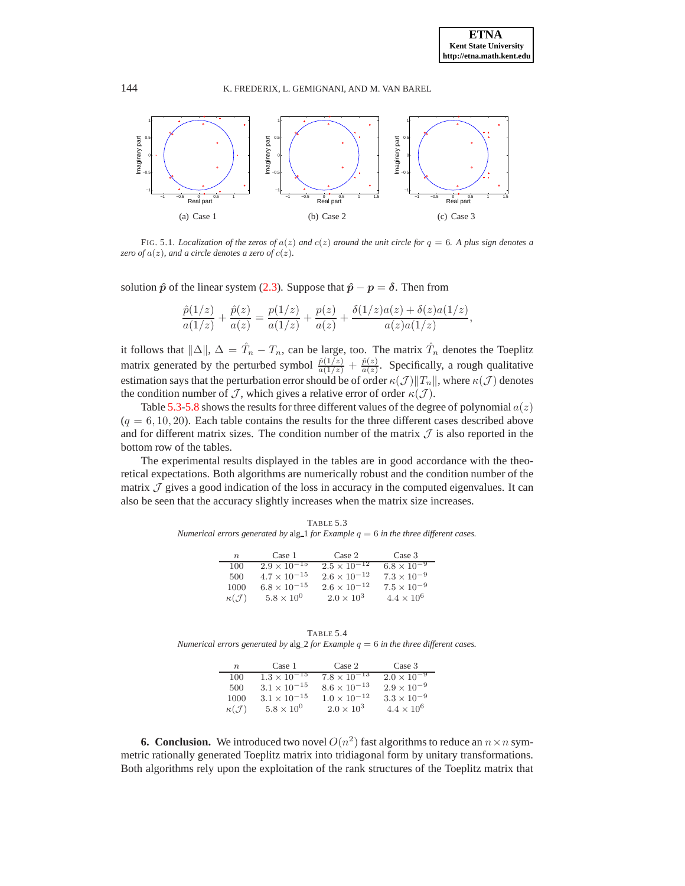(a) Case 1

(b) Case 2

(c) Case 3

FIG. 5.1. *Localization of the zeros of $a(z)$ and $c(z)$ around the unit circle for $q = 6$. A plus sign denotes a zero of $a(z)$, and a circle denotes a zero of $c(z)$.*

solution $\hat{\boldsymbol{p}}$ of the linear system (2.3). Suppose that $\hat{\boldsymbol{p}} - \boldsymbol{p} = \boldsymbol{\delta}$. Then from

$$\frac{\hat{p}(1/z)}{a(1/z)} + \frac{\hat{p}(z)}{a(z)} = \frac{p(1/z)}{a(1/z)} + \frac{p(z)}{a(z)} + \frac{\delta(1/z)a(z) + \delta(z)a(1/z)}{a(z)a(1/z)},$$

it follows that $\|\Delta\|$, $\Delta = \hat{T}_n - T_n$, can be large, too. The matrix $\hat{T}_n$ denotes the Toeplitz matrix generated by the perturbed symbol $\frac{\hat{p}(1/z)}{a(1/z)} + \frac{\hat{p}(z)}{a(z)}$. Specifically, a rough qualitative estimation says that the perturbation error should be of order $\kappa(\mathcal{J})\|T_n\|$, where $\kappa(\mathcal{J})$ denotes the condition number of $\mathcal{J}$, which gives a relative error of order $\kappa(\mathcal{J})$.

Table 5.3-5.8 shows the results for three different values of the degree of polynomial $a(z)$ ($q = 6, 10, 20$). Each table contains the results for the three different cases described above and for different matrix sizes. The condition number of the matrix $\mathcal{J}$ is also reported in the bottom row of the tables.

The experimental results displayed in the tables are in good accordance with the theoretical expectations. Both algorithms are numerically robust and the condition number of the matrix $\mathcal{J}$ gives a good indication of the loss in accuracy in the computed eigenvalues. It can also be seen that the accuracy slightly increases when the matrix size increases.

TABLE 5.3
*Numerical errors generated by* alg_1 *for Example $q = 6$ in the three different cases.*

| $n$ | Case 1 | Case 2 | Case 3 |
|---|---|---|---|
| 100 | $2.9 \times 10^{-15}$ | $2.5 \times 10^{-12}$ | $6.8 \times 10^{-9}$ |
| 500 | $4.7 \times 10^{-15}$ | $2.6 \times 10^{-12}$ | $7.3 \times 10^{-9}$ |
| 1000 | $6.8 \times 10^{-15}$ | $2.6 \times 10^{-12}$ | $7.5 \times 10^{-9}$ |
| $\kappa(\mathcal{J})$ | $5.8 \times 10^{0}$ | $2.0 \times 10^{3}$ | $4.4 \times 10^{6}$ |

TABLE 5.4
*Numerical errors generated by* alg_2 *for Example $q = 6$ in the three different cases.*

| $n$ | Case 1 | Case 2 | Case 3 |
|---|---|---|---|
| 100 | $1.3 \times 10^{-15}$ | $7.8 \times 10^{-13}$ | $2.0 \times 10^{-9}$ |
| 500 | $3.1 \times 10^{-15}$ | $8.6 \times 10^{-13}$ | $2.9 \times 10^{-9}$ |
| 1000 | $3.1 \times 10^{-15}$ | $1.0 \times 10^{-12}$ | $3.3 \times 10^{-9}$ |
| $\kappa(\mathcal{J})$ | $5.8 \times 10^{0}$ | $2.0 \times 10^{3}$ | $4.4 \times 10^{6}$ |

**6. Conclusion.** We introduced two novel $O(n^2)$ fast algorithms to reduce an $n \times n$ symmetric rationally generated Toeplitz matrix into tridiagonal form by unitary transformations. Both algorithms rely upon the exploitation of the rank structures of the Toeplitz matrix that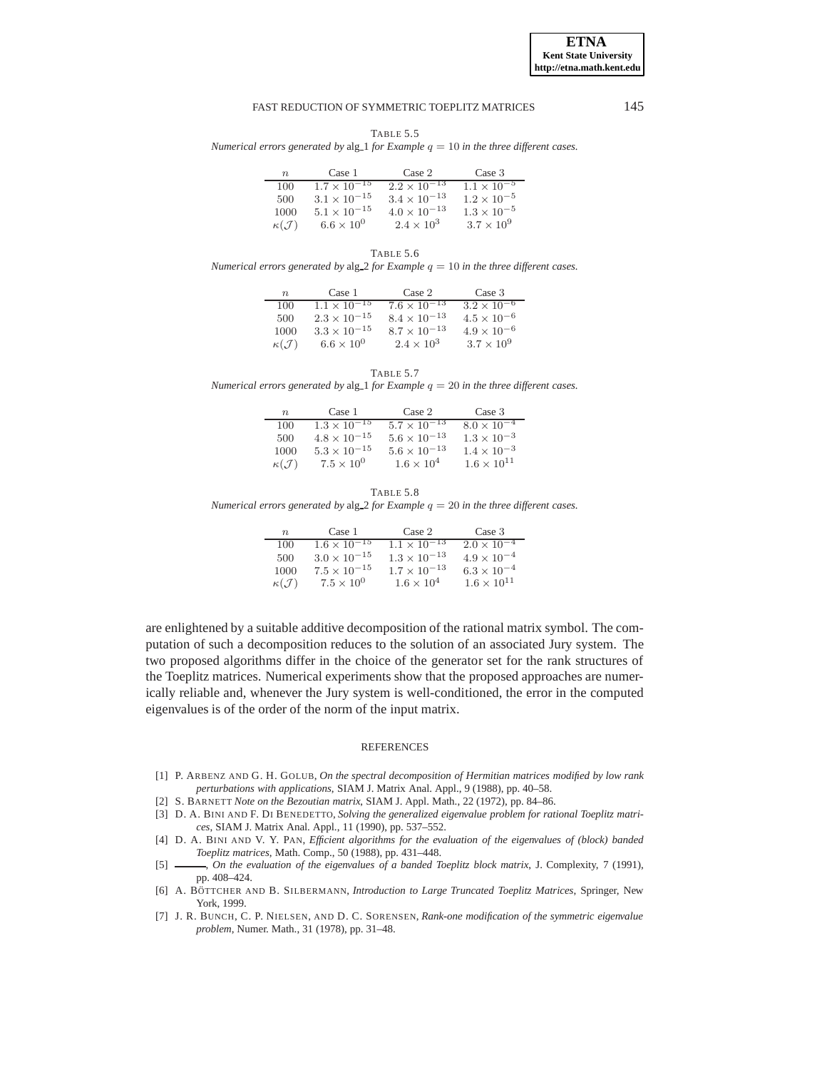TABLE 5.5
*Numerical errors generated by* alg_1 *for Example $q = 10$ in the three different cases.*

| $n$ | Case 1 | Case 2 | Case 3 |
|---|---|---|---|
| 100 | $1.7 \times 10^{-15}$ | $2.2 \times 10^{-13}$ | $1.1 \times 10^{-5}$ |
| 500 | $3.1 \times 10^{-15}$ | $3.4 \times 10^{-13}$ | $1.2 \times 10^{-5}$ |
| 1000 | $5.1 \times 10^{-15}$ | $4.0 \times 10^{-13}$ | $1.3 \times 10^{-5}$ |
| $\kappa(\mathcal{J})$ | $6.6 \times 10^{0}$ | $2.4 \times 10^{3}$ | $3.7 \times 10^{9}$ |

TABLE 5.6
*Numerical errors generated by* alg_2 *for Example $q = 10$ in the three different cases.*

| $n$ | Case 1 | Case 2 | Case 3 |
|---|---|---|---|
| 100 | $1.1 \times 10^{-15}$ | $7.6 \times 10^{-13}$ | $3.2 \times 10^{-6}$ |
| 500 | $2.3 \times 10^{-15}$ | $8.4 \times 10^{-13}$ | $4.5 \times 10^{-6}$ |
| 1000 | $3.3 \times 10^{-15}$ | $8.7 \times 10^{-13}$ | $4.9 \times 10^{-6}$ |
| $\kappa(\mathcal{J})$ | $6.6 \times 10^{0}$ | $2.4 \times 10^{3}$ | $3.7 \times 10^{9}$ |

TABLE 5.7
*Numerical errors generated by* alg_1 *for Example $q = 20$ in the three different cases.*

| $n$ | Case 1 | Case 2 | Case 3 |
|---|---|---|---|
| 100 | $1.3 \times 10^{-15}$ | $5.7 \times 10^{-13}$ | $8.0 \times 10^{-4}$ |
| 500 | $4.8 \times 10^{-15}$ | $5.6 \times 10^{-13}$ | $1.3 \times 10^{-3}$ |
| 1000 | $5.3 \times 10^{-15}$ | $5.6 \times 10^{-13}$ | $1.4 \times 10^{-3}$ |
| $\kappa(\mathcal{J})$ | $7.5 \times 10^{0}$ | $1.6 \times 10^{4}$ | $1.6 \times 10^{11}$ |

TABLE 5.8
*Numerical errors generated by* alg_2 *for Example $q = 20$ in the three different cases.*

| $n$ | Case 1 | Case 2 | Case 3 |
|---|---|---|---|
| 100 | $1.6 \times 10^{-15}$ | $1.1 \times 10^{-13}$ | $2.0 \times 10^{-4}$ |
| 500 | $3.0 \times 10^{-15}$ | $1.3 \times 10^{-13}$ | $4.9 \times 10^{-4}$ |
| 1000 | $7.5 \times 10^{-15}$ | $1.7 \times 10^{-13}$ | $6.3 \times 10^{-4}$ |
| $\kappa(\mathcal{J})$ | $7.5 \times 10^{0}$ | $1.6 \times 10^{4}$ | $1.6 \times 10^{11}$ |

are enlightened by a suitable additive decomposition of the rational matrix symbol. The computation of such a decomposition reduces to the solution of an associated Jury system. The two proposed algorithms differ in the choice of the generator set for the rank structures of the Toeplitz matrices. Numerical experiments show that the proposed approaches are numerically reliable and, whenever the Jury system is well-conditioned, the error in the computed eigenvalues is of the order of the norm of the input matrix.

## REFERENCES

[1] P. ARBENZ AND G. H. GOLUB, *On the spectral decomposition of Hermitian matrices modified by low rank perturbations with applications*, SIAM J. Matrix Anal. Appl., 9 (1988), pp. 40–58.

[2] S. BARNETT *Note on the Bezoutian matrix*, SIAM J. Appl. Math., 22 (1972), pp. 84–86.

[3] D. A. BINI AND F. DI BENEDETTO, *Solving the generalized eigenvalue problem for rational Toeplitz matrices*, SIAM J. Matrix Anal. Appl., 11 (1990), pp. 537–552.

[4] D. A. BINI AND V. Y. PAN, *Efficient algorithms for the evaluation of the eigenvalues of (block) banded Toeplitz matrices*, Math. Comp., 50 (1988), pp. 431–448.

[5] ———, *On the evaluation of the eigenvalues of a banded Toeplitz block matrix*, J. Complexity, 7 (1991), pp. 408–424.

[6] A. BÖTTCHER AND B. SILBERMANN, *Introduction to Large Truncated Toeplitz Matrices*, Springer, New York, 1999.

[7] J. R. BUNCH, C. P. NIELSEN, AND D. C. SORENSEN, *Rank-one modification of the symmetric eigenvalue problem*, Numer. Math., 31 (1978), pp. 31–48.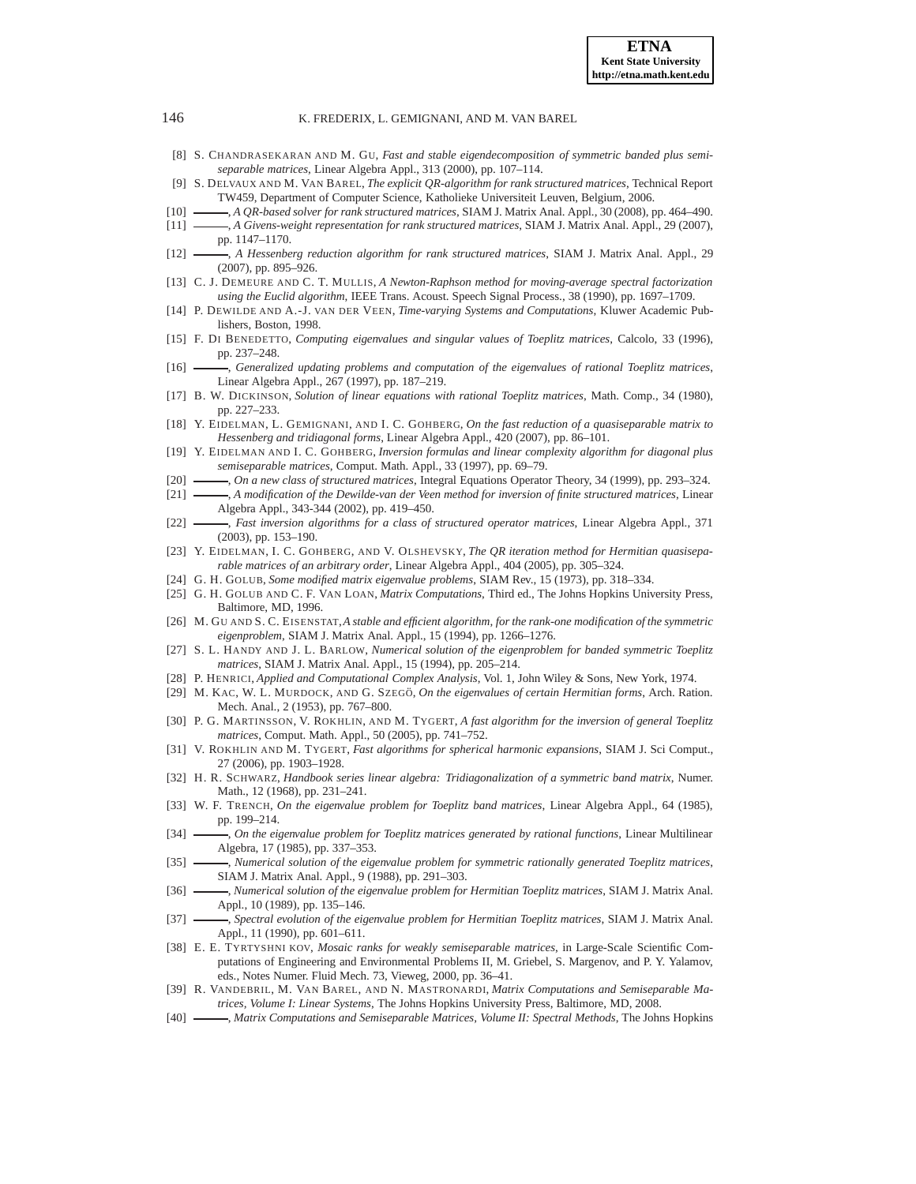[8] S. CHANDRASEKARAN AND M. GU, *Fast and stable eigendecomposition of symmetric banded plus semi-separable matrices*, Linear Algebra Appl., 313 (2000), pp. 107–114.

[9] S. DELVAUX AND M. VAN BAREL, *The explicit QR-algorithm for rank structured matrices*, Technical Report TW459, Department of Computer Science, Katholieke Universiteit Leuven, Belgium, 2006.

[10] ———, *A QR-based solver for rank structured matrices*, SIAM J. Matrix Anal. Appl., 30 (2008), pp. 464–490.

[11] ———, *A Givens-weight representation for rank structured matrices*, SIAM J. Matrix Anal. Appl., 29 (2007), pp. 1147–1170.

[12] ———, *A Hessenberg reduction algorithm for rank structured matrices*, SIAM J. Matrix Anal. Appl., 29 (2007), pp. 895–926.

[13] C. J. DEMEURE AND C. T. MULLIS, *A Newton-Raphson method for moving-average spectral factorization using the Euclid algorithm*, IEEE Trans. Acoust. Speech Signal Process., 38 (1990), pp. 1697–1709.

[14] P. DEWILDE AND A.-J. VAN DER VEEN, *Time-varying Systems and Computations*, Kluwer Academic Publishers, Boston, 1998.

[15] F. DI BENEDETTO, *Computing eigenvalues and singular values of Toeplitz matrices*, Calcolo, 33 (1996), pp. 237–248.

[16] ———, *Generalized updating problems and computation of the eigenvalues of rational Toeplitz matrices*, Linear Algebra Appl., 267 (1997), pp. 187–219.

[17] B. W. DICKINSON, *Solution of linear equations with rational Toeplitz matrices*, Math. Comp., 34 (1980), pp. 227–233.

[18] Y. EIDELMAN, L. GEMIGNANI, AND I. C. GOHBERG, *On the fast reduction of a quasiseparable matrix to Hessenberg and tridiagonal forms*, Linear Algebra Appl., 420 (2007), pp. 86–101.

[19] Y. EIDELMAN AND I. C. GOHBERG, *Inversion formulas and linear complexity algorithm for diagonal plus semiseparable matrices*, Comput. Math. Appl., 33 (1997), pp. 69–79.

[20] ———, *On a new class of structured matrices*, Integral Equations Operator Theory, 34 (1999), pp. 293–324.

[21] ———, *A modification of the Dewilde-van der Veen method for inversion of finite structured matrices*, Linear Algebra Appl., 343-344 (2002), pp. 419–450.

[22] ———, *Fast inversion algorithms for a class of structured operator matrices*, Linear Algebra Appl., 371 (2003), pp. 153–190.

[23] Y. EIDELMAN, I. C. GOHBERG, AND V. OLSHEVSKY, *The QR iteration method for Hermitian quasiseparable matrices of an arbitrary order*, Linear Algebra Appl., 404 (2005), pp. 305–324.

[24] G. H. GOLUB, *Some modified matrix eigenvalue problems*, SIAM Rev., 15 (1973), pp. 318–334.

[25] G. H. GOLUB AND C. F. VAN LOAN, *Matrix Computations*, Third ed., The Johns Hopkins University Press, Baltimore, MD, 1996.

[26] M. GU AND S. C. EISENSTAT, *A stable and efficient algorithm, for the rank-one modification of the symmetric eigenproblem*, SIAM J. Matrix Anal. Appl., 15 (1994), pp. 1266–1276.

[27] S. L. HANDY AND J. L. BARLOW, *Numerical solution of the eigenproblem for banded symmetric Toeplitz matrices*, SIAM J. Matrix Anal. Appl., 15 (1994), pp. 205–214.

[28] P. HENRICI, *Applied and Computational Complex Analysis*, Vol. 1, John Wiley & Sons, New York, 1974.

[29] M. KAC, W. L. MURDOCK, AND G. SZEGÖ, *On the eigenvalues of certain Hermitian forms*, Arch. Ration. Mech. Anal., 2 (1953), pp. 767–800.

[30] P. G. MARTINSSON, V. ROKHLIN, AND M. TYGERT, *A fast algorithm for the inversion of general Toeplitz matrices*, Comput. Math. Appl., 50 (2005), pp. 741–752.

[31] V. ROKHLIN AND M. TYGERT, *Fast algorithms for spherical harmonic expansions*, SIAM J. Sci Comput., 27 (2006), pp. 1903–1928.

[32] H. R. SCHWARZ, *Handbook series linear algebra: Tridiagonalization of a symmetric band matrix*, Numer. Math., 12 (1968), pp. 231–241.

[33] W. F. TRENCH, *On the eigenvalue problem for Toeplitz band matrices*, Linear Algebra Appl., 64 (1985), pp. 199–214.

[34] ———, *On the eigenvalue problem for Toeplitz matrices generated by rational functions*, Linear Multilinear Algebra, 17 (1985), pp. 337–353.

[35] ———, *Numerical solution of the eigenvalue problem for symmetric rationally generated Toeplitz matrices*, SIAM J. Matrix Anal. Appl., 9 (1988), pp. 291–303.

[36] ———, *Numerical solution of the eigenvalue problem for Hermitian Toeplitz matrices*, SIAM J. Matrix Anal. Appl., 10 (1989), pp. 135–146.

[37] ———, *Spectral evolution of the eigenvalue problem for Hermitian Toeplitz matrices*, SIAM J. Matrix Anal. Appl., 11 (1990), pp. 601–611.

[38] E. E. TYRTYSHNI KOV, *Mosaic ranks for weakly semiseparable matrices*, in Large-Scale Scientific Computations of Engineering and Environmental Problems II, M. Griebel, S. Margenov, and P. Y. Yalamov, eds., Notes Numer. Fluid Mech. 73, Vieweg, 2000, pp. 36–41.

[39] R. VANDEBRIL, M. VAN BAREL, AND N. MASTRONARDI, *Matrix Computations and Semiseparable Matrices, Volume I: Linear Systems*, The Johns Hopkins University Press, Baltimore, MD, 2008.

[40] ———, *Matrix Computations and Semiseparable Matrices, Volume II: Spectral Methods*, The Johns Hopkins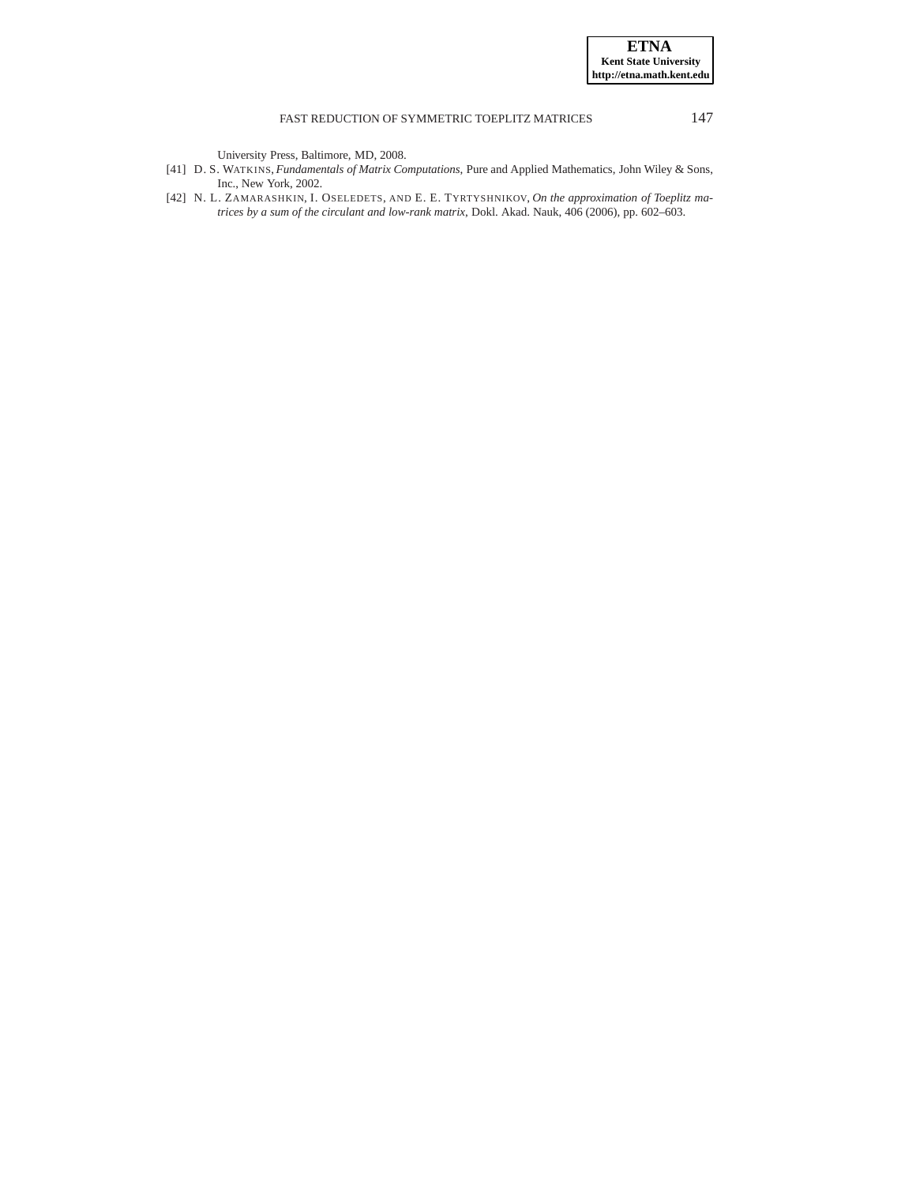University Press, Baltimore, MD, 2008.

[41] D. S. WATKINS, *Fundamentals of Matrix Computations*, Pure and Applied Mathematics, John Wiley & Sons, Inc., New York, 2002.

[42] N. L. ZAMARASHKIN, I. OSELEDETS, AND E. E. TYRTYSHNIKOV, *On the approximation of Toeplitz matrices by a sum of the circulant and low-rank matrix*, Dokl. Akad. Nauk, 406 (2006), pp. 602–603.